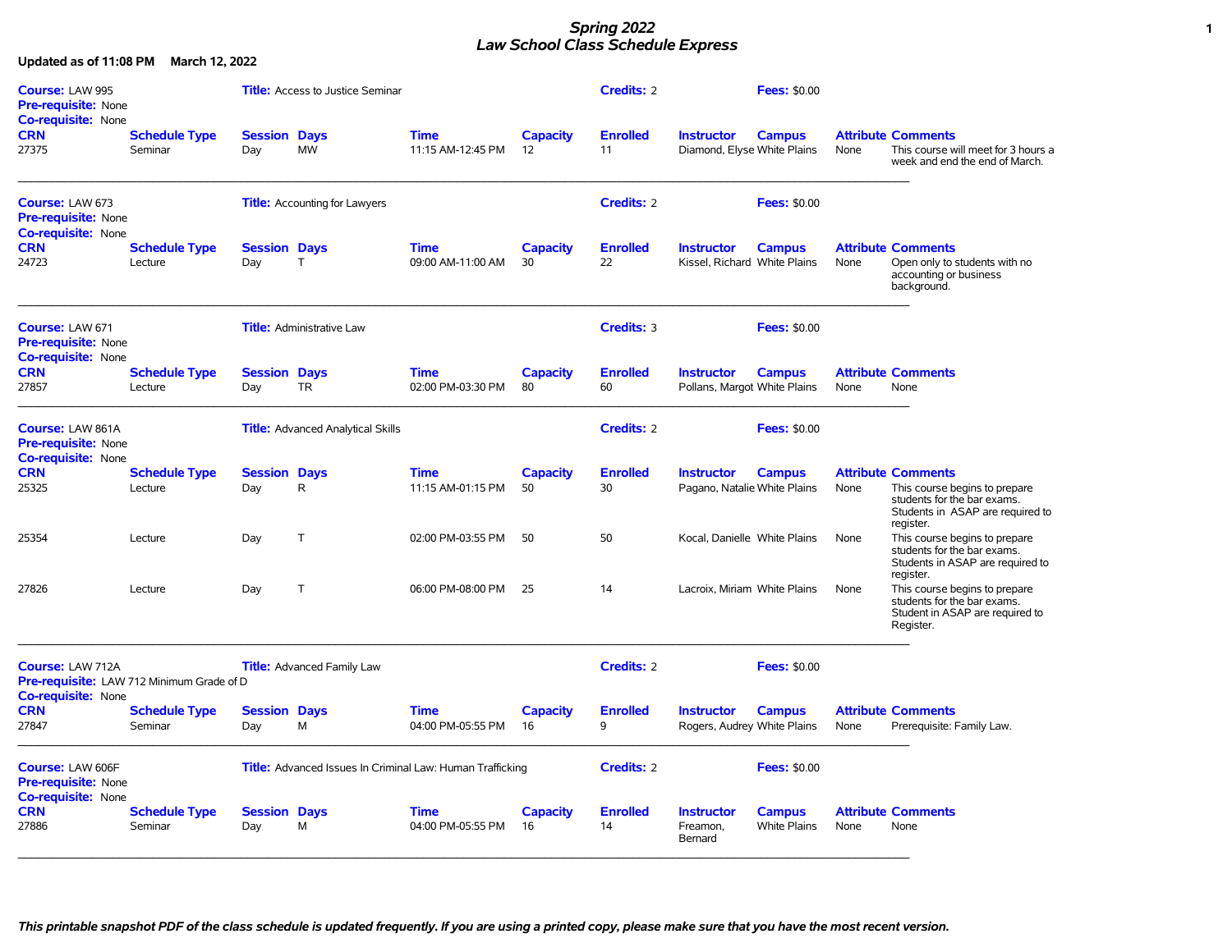# *Spring 2022*
## *Law School Class Schedule Express*

**Updated as of 11:08 PM March 12, 2022**

**Course:** LAW 995 **Title:** Access to Justice Seminar **Credits:** 2 **Fees:** $0.00
**Pre-requisite:** None
**Co-requisite:** None

| CRN | Schedule Type | Session | Days | Time | Capacity | Enrolled | Instructor | Campus | Attribute | Comments |
|---|---|---|---|---|---|---|---|---|---|---|
| 27375 | Seminar | Day | MW | 11:15 AM-12:45 PM | 12 | 11 | Diamond, Elyse | White Plains | None | This course will meet for 3 hours a week and end the end of March. |

---

**Course:** LAW 673 **Title:** Accounting for Lawyers **Credits:** 2 **Fees:** $0.00
**Pre-requisite:** None
**Co-requisite:** None

| CRN | Schedule Type | Session | Days | Time | Capacity | Enrolled | Instructor | Campus | Attribute | Comments |
|---|---|---|---|---|---|---|---|---|---|---|
| 24723 | Lecture | Day | T | 09:00 AM-11:00 AM | 30 | 22 | Kissel, Richard | White Plains | None | Open only to students with no accounting or business background. |

---

**Course:** LAW 671 **Title:** Administrative Law **Credits:** 3 **Fees:** $0.00
**Pre-requisite:** None
**Co-requisite:** None

| CRN | Schedule Type | Session | Days | Time | Capacity | Enrolled | Instructor | Campus | Attribute | Comments |
|---|---|---|---|---|---|---|---|---|---|---|
| 27857 | Lecture | Day | TR | 02:00 PM-03:30 PM | 80 | 60 | Pollans, Margot | White Plains | None | None |

---

**Course:** LAW 861A **Title:** Advanced Analytical Skills **Credits:** 2 **Fees:** $0.00
**Pre-requisite:** None
**Co-requisite:** None

| CRN | Schedule Type | Session | Days | Time | Capacity | Enrolled | Instructor | Campus | Attribute | Comments |
|---|---|---|---|---|---|---|---|---|---|---|
| 25325 | Lecture | Day | R | 11:15 AM-01:15 PM | 50 | 30 | Pagano, Natalie | White Plains | None | This course begins to prepare students for the bar exams. Students in ASAP are required to register. |
| 25354 | Lecture | Day | T | 02:00 PM-03:55 PM | 50 | 50 | Kocal, Danielle | White Plains | None | This course begins to prepare students for the bar exams. Students in ASAP are required to register. |
| 27826 | Lecture | Day | T | 06:00 PM-08:00 PM | 25 | 14 | Lacroix, Miriam | White Plains | None | This course begins to prepare students for the bar exams. Student in ASAP are required to Register. |

---

**Course:** LAW 712A **Title:** Advanced Family Law **Credits:** 2 **Fees:** $0.00
**Pre-requisite:** LAW 712 Minimum Grade of D
**Co-requisite:** None

| CRN | Schedule Type | Session | Days | Time | Capacity | Enrolled | Instructor | Campus | Attribute | Comments |
|---|---|---|---|---|---|---|---|---|---|---|
| 27847 | Seminar | Day | M | 04:00 PM-05:55 PM | 16 | 9 | Rogers, Audrey | White Plains | None | Prerequisite: Family Law. |

---

**Course:** LAW 606F **Title:** Advanced Issues In Criminal Law: Human Trafficking **Credits:** 2 **Fees:** $0.00
**Pre-requisite:** None
**Co-requisite:** None

| CRN | Schedule Type | Session | Days | Time | Capacity | Enrolled | Instructor | Campus | Attribute | Comments |
|---|---|---|---|---|---|---|---|---|---|---|
| 27886 | Seminar | Day | M | 04:00 PM-05:55 PM | 16 | 14 | Freamon, Bernard | White Plains | None | None |

---

***This printable snapshot PDF of the class schedule is updated frequently. If you are using a printed copy, please make sure that you have the most recent version.***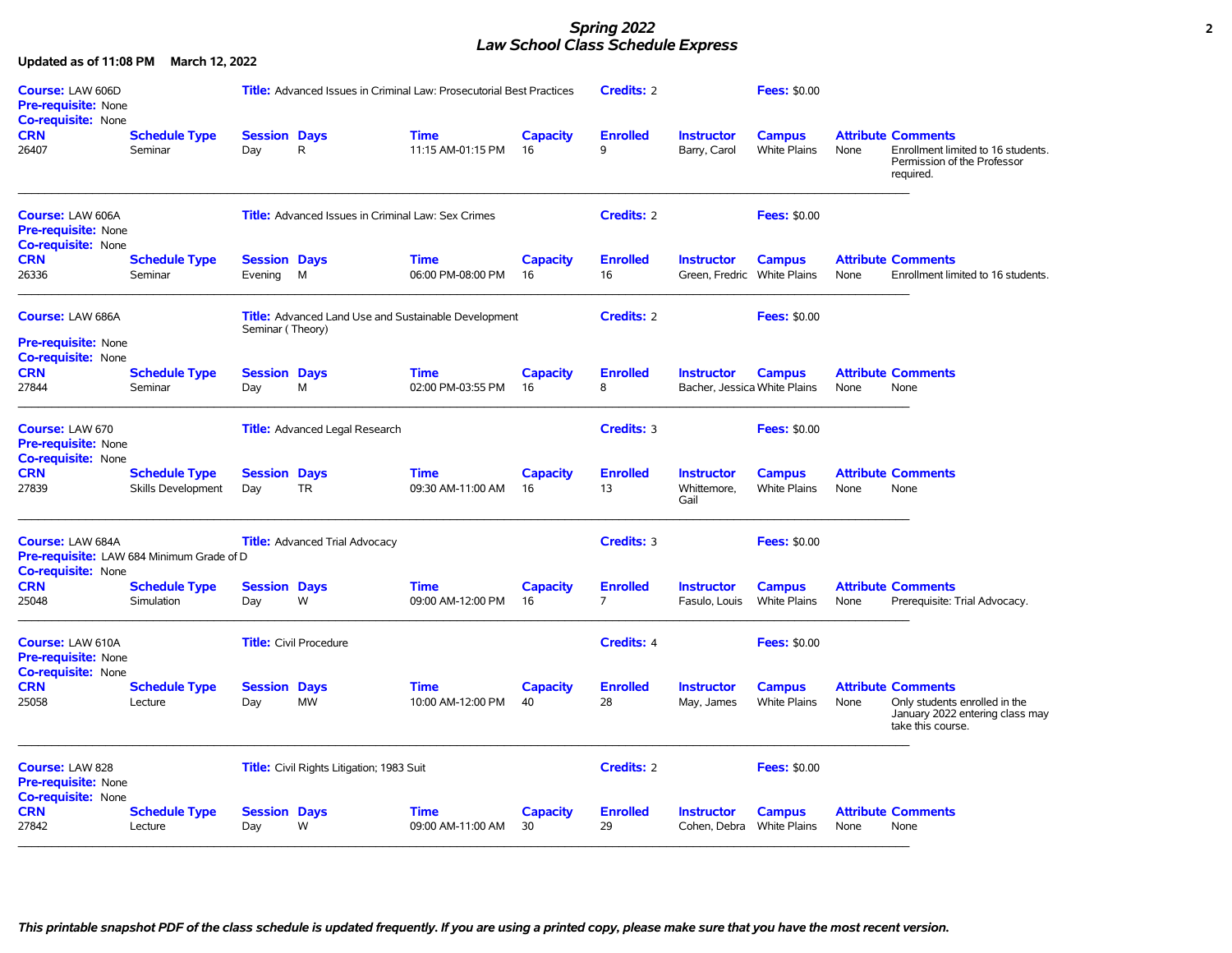# Spring 2022
## Law School Class Schedule Express

**Updated as of 11:08 PM March 12, 2022**

**Course:** LAW 606D **Title:** Advanced Issues in Criminal Law: Prosecutorial Best Practices **Credits:** 2 **Fees:** $0.00
**Pre-requisite:** None
**Co-requisite:** None

| CRN | Schedule Type | Session | Days | Time | Capacity | Enrolled | Instructor | Campus | Attribute | Comments |
|---|---|---|---|---|---|---|---|---|---|---|
| 26407 | Seminar | Day | R | 11:15 AM-01:15 PM | 16 | 9 | Barry, Carol | White Plains | None | Enrollment limited to 16 students. Permission of the Professor required. |

---

**Course:** LAW 606A **Title:** Advanced Issues in Criminal Law: Sex Crimes **Credits:** 2 **Fees:** $0.00
**Pre-requisite:** None
**Co-requisite:** None

| CRN | Schedule Type | Session | Days | Time | Capacity | Enrolled | Instructor | Campus | Attribute | Comments |
|---|---|---|---|---|---|---|---|---|---|---|
| 26336 | Seminar | Evening | M | 06:00 PM-08:00 PM | 16 | 16 | Green, Fredric | White Plains | None | Enrollment limited to 16 students. |

---

**Course:** LAW 686A **Title:** Advanced Land Use and Sustainable Development Seminar ( Theory) **Credits:** 2 **Fees:** $0.00
**Pre-requisite:** None
**Co-requisite:** None

| CRN | Schedule Type | Session | Days | Time | Capacity | Enrolled | Instructor | Campus | Attribute | Comments |
|---|---|---|---|---|---|---|---|---|---|---|
| 27844 | Seminar | Day | M | 02:00 PM-03:55 PM | 16 | 8 | Bacher, Jessica | White Plains | None | None |

---

**Course:** LAW 670 **Title:** Advanced Legal Research **Credits:** 3 **Fees:** $0.00
**Pre-requisite:** None
**Co-requisite:** None

| CRN | Schedule Type | Session | Days | Time | Capacity | Enrolled | Instructor | Campus | Attribute | Comments |
|---|---|---|---|---|---|---|---|---|---|---|
| 27839 | Skills Development | Day | TR | 09:30 AM-11:00 AM | 16 | 13 | Whittemore, Gail | White Plains | None | None |

---

**Course:** LAW 684A **Title:** Advanced Trial Advocacy **Credits:** 3 **Fees:** $0.00
**Pre-requisite:** LAW 684 Minimum Grade of D
**Co-requisite:** None

| CRN | Schedule Type | Session | Days | Time | Capacity | Enrolled | Instructor | Campus | Attribute | Comments |
|---|---|---|---|---|---|---|---|---|---|---|
| 25048 | Simulation | Day | W | 09:00 AM-12:00 PM | 16 | 7 | Fasulo, Louis | White Plains | None | Prerequisite: Trial Advocacy. |

---

**Course:** LAW 610A **Title:** Civil Procedure **Credits:** 4 **Fees:** $0.00
**Pre-requisite:** None
**Co-requisite:** None

| CRN | Schedule Type | Session | Days | Time | Capacity | Enrolled | Instructor | Campus | Attribute | Comments |
|---|---|---|---|---|---|---|---|---|---|---|
| 25058 | Lecture | Day | MW | 10:00 AM-12:00 PM | 40 | 28 | May, James | White Plains | None | Only students enrolled in the January 2022 entering class may take this course. |

---

**Course:** LAW 828 **Title:** Civil Rights Litigation; 1983 Suit **Credits:** 2 **Fees:** $0.00
**Pre-requisite:** None
**Co-requisite:** None

| CRN | Schedule Type | Session | Days | Time | Capacity | Enrolled | Instructor | Campus | Attribute | Comments |
|---|---|---|---|---|---|---|---|---|---|---|
| 27842 | Lecture | Day | W | 09:00 AM-11:00 AM | 30 | 29 | Cohen, Debra | White Plains | None | None |

---

*This printable snapshot PDF of the class schedule is updated frequently. If you are using a printed copy, please make sure that you have the most recent version.*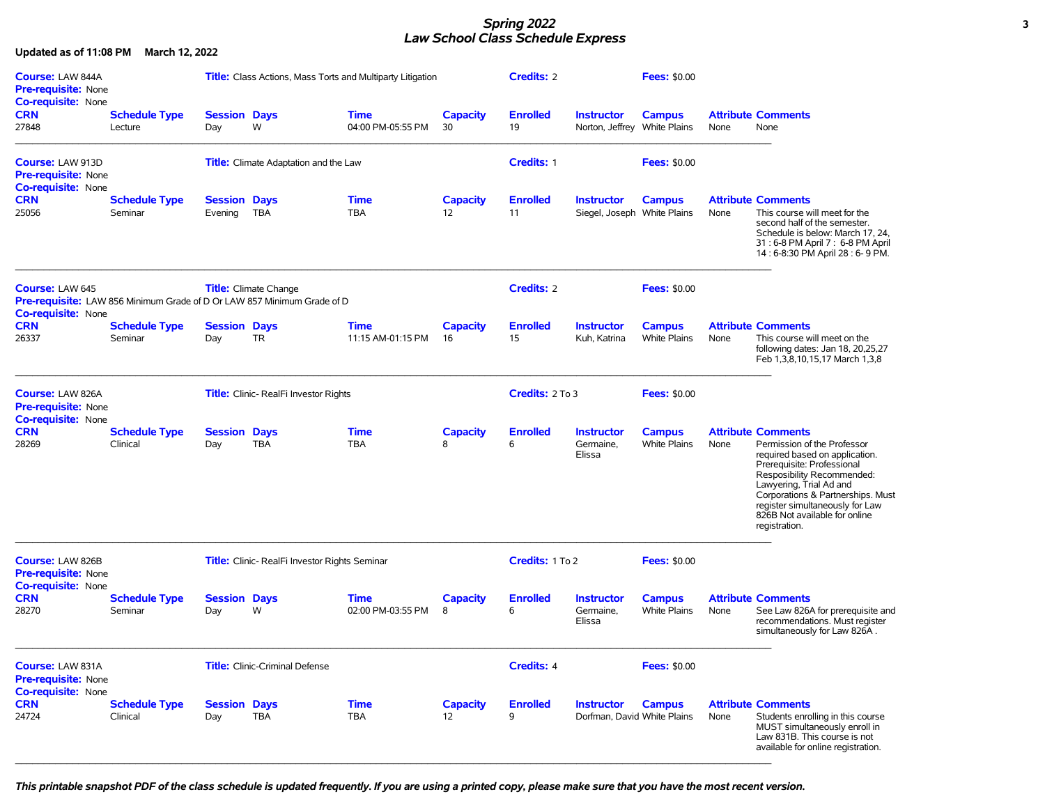*Spring 2022*
*Law School Class Schedule Express*

**Updated as of 11:08 PM March 12, 2022**

**Course:** LAW 844A **Title:** Class Actions, Mass Torts and Multiparty Litigation **Credits:** 2 **Fees:** $0.00
**Pre-requisite:** None
**Co-requisite:** None

| CRN | Schedule Type | Session | Days | Time | Capacity | Enrolled | Instructor | Campus | Attribute | Comments |
|---|---|---|---|---|---|---|---|---|---|---|
| 27848 | Lecture | Day | W | 04:00 PM-05:55 PM | 30 | 19 | Norton, Jeffrey | White Plains | None | None |

---

**Course:** LAW 913D **Title:** Climate Adaptation and the Law **Credits:** 1 **Fees:** $0.00
**Pre-requisite:** None
**Co-requisite:** None

| CRN | Schedule Type | Session | Days | Time | Capacity | Enrolled | Instructor | Campus | Attribute | Comments |
|---|---|---|---|---|---|---|---|---|---|---|
| 25056 | Seminar | Evening | TBA | TBA | 12 | 11 | Siegel, Joseph | White Plains | None | This course will meet for the second half of the semester. Schedule is below: March 17, 24, 31 : 6-8 PM April 7 : 6-8 PM April 14 : 6-8:30 PM April 28 : 6- 9 PM. |

---

**Course:** LAW 645 **Title:** Climate Change **Credits:** 2 **Fees:** $0.00
**Pre-requisite:** LAW 856 Minimum Grade of D Or LAW 857 Minimum Grade of D
**Co-requisite:** None

| CRN | Schedule Type | Session | Days | Time | Capacity | Enrolled | Instructor | Campus | Attribute | Comments |
|---|---|---|---|---|---|---|---|---|---|---|
| 26337 | Seminar | Day | TR | 11:15 AM-01:15 PM | 16 | 15 | Kuh, Katrina | White Plains | None | This course will meet on the following dates: Jan 18, 20,25,27 Feb 1,3,8,10,15,17 March 1,3,8 |

---

**Course:** LAW 826A **Title:** Clinic- RealFi Investor Rights **Credits:** 2 To 3 **Fees:** $0.00
**Pre-requisite:** None
**Co-requisite:** None

| CRN | Schedule Type | Session | Days | Time | Capacity | Enrolled | Instructor | Campus | Attribute | Comments |
|---|---|---|---|---|---|---|---|---|---|---|
| 28269 | Clinical | Day | TBA | TBA | 8 | 6 | Germaine, Elissa | White Plains | None | Permission of the Professor required based on application. Prerequisite: Professional Resposibility Recommended: Lawyering, Trial Ad and Corporations & Partnerships. Must register simultaneously for Law 826B Not available for online registration. |

---

**Course:** LAW 826B **Title:** Clinic- RealFi Investor Rights Seminar **Credits:** 1 To 2 **Fees:** $0.00
**Pre-requisite:** None
**Co-requisite:** None

| CRN | Schedule Type | Session | Days | Time | Capacity | Enrolled | Instructor | Campus | Attribute | Comments |
|---|---|---|---|---|---|---|---|---|---|---|
| 28270 | Seminar | Day | W | 02:00 PM-03:55 PM | 8 | 6 | Germaine, Elissa | White Plains | None | See Law 826A for prerequisite and recommendations. Must register simultaneously for Law 826A . |

---

**Course:** LAW 831A **Title:** Clinic-Criminal Defense **Credits:** 4 **Fees:** $0.00
**Pre-requisite:** None
**Co-requisite:** None

| CRN | Schedule Type | Session | Days | Time | Capacity | Enrolled | Instructor | Campus | Attribute | Comments |
|---|---|---|---|---|---|---|---|---|---|---|
| 24724 | Clinical | Day | TBA | TBA | 12 | 9 | Dorfman, David | White Plains | None | Students enrolling in this course MUST simultaneously enroll in Law 831B. This course is not available for online registration. |

---

***This printable snapshot PDF of the class schedule is updated frequently. If you are using a printed copy, please make sure that you have the most recent version.***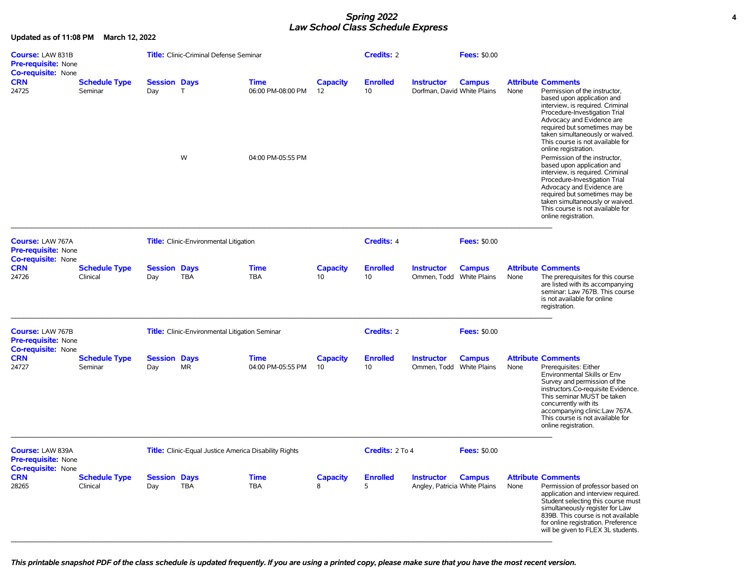# Spring 2022
# Law School Class Schedule Express

**Updated as of 11:08 PM March 12, 2022**

**Course:** LAW 831B **Title:** Clinic-Criminal Defense Seminar **Credits:** 2 **Fees:** $0.00
**Pre-requisite:** None
**Co-requisite:** None

| CRN | Schedule Type | Session | Days | Time | Capacity | Enrolled | Instructor | Campus | Attribute | Comments |
|---|---|---|---|---|---|---|---|---|---|---|
| 24725 | Seminar | Day | T | 06:00 PM-08:00 PM | 12 | 10 | Dorfman, David | White Plains | None | Permission of the instructor, based upon application and interview, is required. Criminal Procedure-Investigation Trial Advocacy and Evidence are required but sometimes may be taken simultaneously or waived. This course is not available for online registration. |
| | | | W | 04:00 PM-05:55 PM | | | | | | Permission of the instructor, based upon application and interview, is required. Criminal Procedure-Investigation Trial Advocacy and Evidence are required but sometimes may be taken simultaneously or waived. This course is not available for online registration. |

---

**Course:** LAW 767A **Title:** Clinic-Environmental Litigation **Credits:** 4 **Fees:** $0.00
**Pre-requisite:** None
**Co-requisite:** None

| CRN | Schedule Type | Session | Days | Time | Capacity | Enrolled | Instructor | Campus | Attribute | Comments |
|---|---|---|---|---|---|---|---|---|---|---|
| 24726 | Clinical | Day | TBA | TBA | 10 | 10 | Ommen, Todd | White Plains | None | The prerequisites for this course are listed with its accompanying seminar: Law 767B. This course is not available for online registration. |

---

**Course:** LAW 767B **Title:** Clinic-Environmental Litigation Seminar **Credits:** 2 **Fees:** $0.00
**Pre-requisite:** None
**Co-requisite:** None

| CRN | Schedule Type | Session | Days | Time | Capacity | Enrolled | Instructor | Campus | Attribute | Comments |
|---|---|---|---|---|---|---|---|---|---|---|
| 24727 | Seminar | Day | MR | 04:00 PM-05:55 PM | 10 | 10 | Ommen, Todd | White Plains | None | Prerequisites: Either Environmental Skills or Env Survey and permission of the instructors.Co-requisite Evidence. This seminar MUST be taken concurrently with its accompanying clinic:Law 767A. This course is not available for online registration. |

---

**Course:** LAW 839A **Title:** Clinic-Equal Justice America Disability Rights **Credits:** 2 To 4 **Fees:** $0.00
**Pre-requisite:** None
**Co-requisite:** None

| CRN | Schedule Type | Session | Days | Time | Capacity | Enrolled | Instructor | Campus | Attribute | Comments |
|---|---|---|---|---|---|---|---|---|---|---|
| 28265 | Clinical | Day | TBA | TBA | 8 | 5 | Angley, Patricia | White Plains | None | Permission of professor based on application and interview required. Student selecting this course must simultaneously register for Law 839B. This course is not available for online registration. Preference will be given to FLEX 3L students. |

---

*This printable snapshot PDF of the class schedule is updated frequently. If you are using a printed copy, please make sure that you have the most recent version.*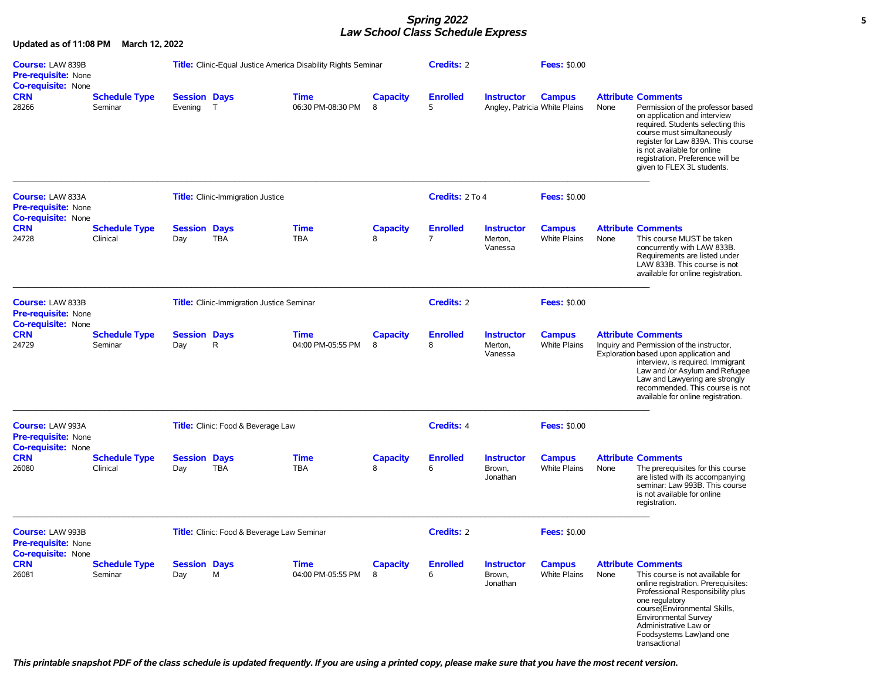# Spring 2022
# Law School Class Schedule Express

**Updated as of 11:08 PM March 12, 2022**

**Course:** LAW 839B
**Title:** Clinic-Equal Justice America Disability Rights Seminar
**Credits:** 2
**Fees:** $0.00
**Pre-requisite:** None
**Co-requisite:** None

| CRN | Schedule Type | Session | Days | Time | Capacity | Enrolled | Instructor | Campus | Attribute | Comments |
|---|---|---|---|---|---|---|---|---|---|---|
| 28266 | Seminar | Evening | T | 06:30 PM-08:30 PM | 8 | 5 | Angley, Patricia | White Plains | None | Permission of the professor based on application and interview required. Students selecting this course must simultaneously register for Law 839A. This course is not available for online registration. Preference will be given to FLEX 3L students. |

---

**Course:** LAW 833A
**Title:** Clinic-Immigration Justice
**Credits:** 2 To 4
**Fees:** $0.00
**Pre-requisite:** None
**Co-requisite:** None

| CRN | Schedule Type | Session | Days | Time | Capacity | Enrolled | Instructor | Campus | Attribute | Comments |
|---|---|---|---|---|---|---|---|---|---|---|
| 24728 | Clinical | Day | TBA | TBA | 8 | 7 | Merton, Vanessa | White Plains | None | This course MUST be taken concurrently with LAW 833B. Requirements are listed under LAW 833B. This course is not available for online registration. |

---

**Course:** LAW 833B
**Title:** Clinic-Immigration Justice Seminar
**Credits:** 2
**Fees:** $0.00
**Pre-requisite:** None
**Co-requisite:** None

| CRN | Schedule Type | Session | Days | Time | Capacity | Enrolled | Instructor | Campus | Attribute | Comments |
|---|---|---|---|---|---|---|---|---|---|---|
| 24729 | Seminar | Day | R | 04:00 PM-05:55 PM | 8 | 8 | Merton, Vanessa | White Plains | Inquiry and Exploration | Permission of the instructor, based upon application and interview, is required. Immigrant Law and /or Asylum and Refugee Law and Lawyering are strongly recommended. This course is not available for online registration. |

---

**Course:** LAW 993A
**Title:** Clinic: Food & Beverage Law
**Credits:** 4
**Fees:** $0.00
**Pre-requisite:** None
**Co-requisite:** None

| CRN | Schedule Type | Session | Days | Time | Capacity | Enrolled | Instructor | Campus | Attribute | Comments |
|---|---|---|---|---|---|---|---|---|---|---|
| 26080 | Clinical | Day | TBA | TBA | 8 | 6 | Brown, Jonathan | White Plains | None | The prerequisites for this course are listed with its accompanying seminar: Law 993B. This course is not available for online registration. |

---

**Course:** LAW 993B
**Title:** Clinic: Food & Beverage Law Seminar
**Credits:** 2
**Fees:** $0.00
**Pre-requisite:** None
**Co-requisite:** None

| CRN | Schedule Type | Session | Days | Time | Capacity | Enrolled | Instructor | Campus | Attribute | Comments |
|---|---|---|---|---|---|---|---|---|---|---|
| 26081 | Seminar | Day | M | 04:00 PM-05:55 PM | 8 | 6 | Brown, Jonathan | White Plains | None | This course is not available for online registration. Prerequisites: Professional Responsibility plus one regulatory course(Environmental Skills, Environmental Survey Administrative Law or Foodsystems Law)and one transactional |

*This printable snapshot PDF of the class schedule is updated frequently. If you are using a printed copy, please make sure that you have the most recent version.*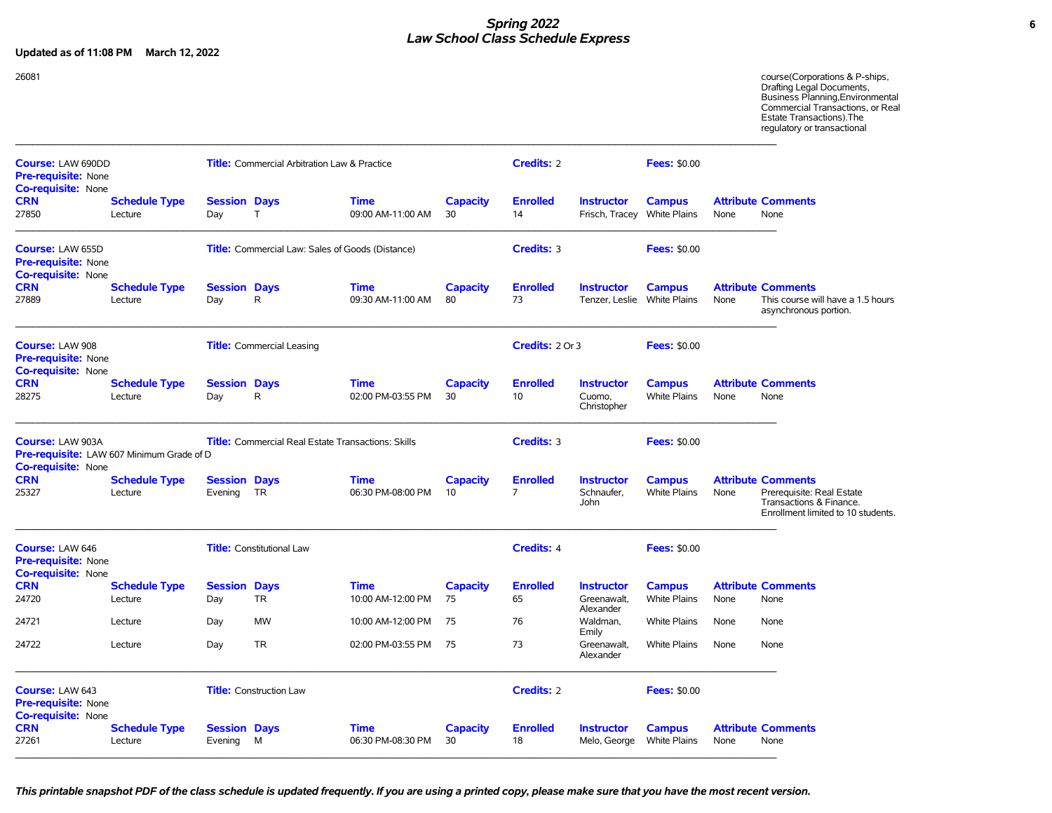# Spring 2022
# Law School Class Schedule Express

**Updated as of 11:08 PM March 12, 2022**

26081 course(Corporations & P-ships, Drafting Legal Documents, Business Planning,Environmental Commercial Transactions, or Real Estate Transactions).The regulatory or transactional

---

**Course:** LAW 690DD **Title:** Commercial Arbitration Law & Practice **Credits:** 2 **Fees:** $0.00
**Pre-requisite:** None
**Co-requisite:** None

| CRN | Schedule Type | Session | Days | Time | Capacity | Enrolled | Instructor | Campus | Attribute | Comments |
|---|---|---|---|---|---|---|---|---|---|---|
| 27850 | Lecture | Day | T | 09:00 AM-11:00 AM | 30 | 14 | Frisch, Tracey | White Plains | None | None |

---

**Course:** LAW 655D **Title:** Commercial Law: Sales of Goods (Distance) **Credits:** 3 **Fees:** $0.00
**Pre-requisite:** None
**Co-requisite:** None

| CRN | Schedule Type | Session | Days | Time | Capacity | Enrolled | Instructor | Campus | Attribute | Comments |
|---|---|---|---|---|---|---|---|---|---|---|
| 27889 | Lecture | Day | R | 09:30 AM-11:00 AM | 80 | 73 | Tenzer, Leslie | White Plains | None | This course will have a 1.5 hours asynchronous portion. |

---

**Course:** LAW 908 **Title:** Commercial Leasing **Credits:** 2 Or 3 **Fees:** $0.00
**Pre-requisite:** None
**Co-requisite:** None

| CRN | Schedule Type | Session | Days | Time | Capacity | Enrolled | Instructor | Campus | Attribute | Comments |
|---|---|---|---|---|---|---|---|---|---|---|
| 28275 | Lecture | Day | R | 02:00 PM-03:55 PM | 30 | 10 | Cuomo, Christopher | White Plains | None | None |

---

**Course:** LAW 903A **Title:** Commercial Real Estate Transactions: Skills **Credits:** 3 **Fees:** $0.00
**Pre-requisite:** LAW 607 Minimum Grade of D
**Co-requisite:** None

| CRN | Schedule Type | Session | Days | Time | Capacity | Enrolled | Instructor | Campus | Attribute | Comments |
|---|---|---|---|---|---|---|---|---|---|---|
| 25327 | Lecture | Evening | TR | 06:30 PM-08:00 PM | 10 | 7 | Schnaufer, John | White Plains | None | Prerequisite: Real Estate Transactions & Finance. Enrollment limited to 10 students. |

---

**Course:** LAW 646 **Title:** Constitutional Law **Credits:** 4 **Fees:** $0.00
**Pre-requisite:** None
**Co-requisite:** None

| CRN | Schedule Type | Session | Days | Time | Capacity | Enrolled | Instructor | Campus | Attribute | Comments |
|---|---|---|---|---|---|---|---|---|---|---|
| 24720 | Lecture | Day | TR | 10:00 AM-12:00 PM | 75 | 65 | Greenawalt, Alexander | White Plains | None | None |
| 24721 | Lecture | Day | MW | 10:00 AM-12:00 PM | 75 | 76 | Waldman, Emily | White Plains | None | None |
| 24722 | Lecture | Day | TR | 02:00 PM-03:55 PM | 75 | 73 | Greenawalt, Alexander | White Plains | None | None |

---

**Course:** LAW 643 **Title:** Construction Law **Credits:** 2 **Fees:** $0.00
**Pre-requisite:** None
**Co-requisite:** None

| CRN | Schedule Type | Session | Days | Time | Capacity | Enrolled | Instructor | Campus | Attribute | Comments |
|---|---|---|---|---|---|---|---|---|---|---|
| 27261 | Lecture | Evening | M | 06:30 PM-08:30 PM | 30 | 18 | Melo, George | White Plains | None | None |

---

*This printable snapshot PDF of the class schedule is updated frequently. If you are using a printed copy, please make sure that you have the most recent version.*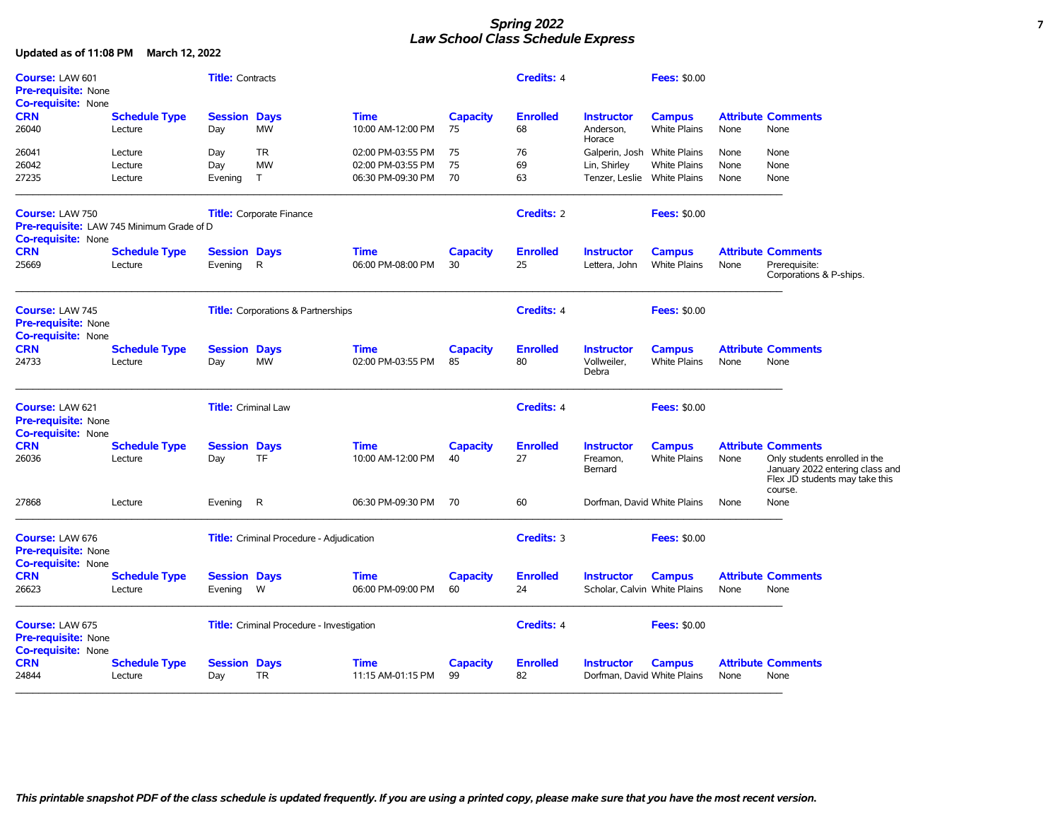# Spring 2022
# Law School Class Schedule Express

**Updated as of 11:08 PM March 12, 2022**

**Course:** LAW 601 **Title:** Contracts **Credits:** 4 **Fees:** $0.00
**Pre-requisite:** None
**Co-requisite:** None

| CRN | Schedule Type | Session | Days | Time | Capacity | Enrolled | Instructor | Campus | Attribute | Comments |
|---|---|---|---|---|---|---|---|---|---|---|
| 26040 | Lecture | Day | MW | 10:00 AM-12:00 PM | 75 | 68 | Anderson, Horace | White Plains | None | None |
| 26041 | Lecture | Day | TR | 02:00 PM-03:55 PM | 75 | 76 | Galperin, Josh | White Plains | None | None |
| 26042 | Lecture | Day | MW | 02:00 PM-03:55 PM | 75 | 69 | Lin, Shirley | White Plains | None | None |
| 27235 | Lecture | Evening | T | 06:30 PM-09:30 PM | 70 | 63 | Tenzer, Leslie | White Plains | None | None |

---

**Course:** LAW 750 **Title:** Corporate Finance **Credits:** 2 **Fees:** $0.00
**Pre-requisite:** LAW 745 Minimum Grade of D
**Co-requisite:** None

| CRN | Schedule Type | Session | Days | Time | Capacity | Enrolled | Instructor | Campus | Attribute | Comments |
|---|---|---|---|---|---|---|---|---|---|---|
| 25669 | Lecture | Evening | R | 06:00 PM-08:00 PM | 30 | 25 | Lettera, John | White Plains | None | Prerequisite: Corporations & P-ships. |

---

**Course:** LAW 745 **Title:** Corporations & Partnerships **Credits:** 4 **Fees:** $0.00
**Pre-requisite:** None
**Co-requisite:** None

| CRN | Schedule Type | Session | Days | Time | Capacity | Enrolled | Instructor | Campus | Attribute | Comments |
|---|---|---|---|---|---|---|---|---|---|---|
| 24733 | Lecture | Day | MW | 02:00 PM-03:55 PM | 85 | 80 | Vollweiler, Debra | White Plains | None | None |

---

**Course:** LAW 621 **Title:** Criminal Law **Credits:** 4 **Fees:** $0.00
**Pre-requisite:** None
**Co-requisite:** None

| CRN | Schedule Type | Session | Days | Time | Capacity | Enrolled | Instructor | Campus | Attribute | Comments |
|---|---|---|---|---|---|---|---|---|---|---|
| 26036 | Lecture | Day | TF | 10:00 AM-12:00 PM | 40 | 27 | Freamon, Bernard | White Plains | None | Only students enrolled in the January 2022 entering class and Flex JD students may take this course. |
| 27868 | Lecture | Evening | R | 06:30 PM-09:30 PM | 70 | 60 | Dorfman, David | White Plains | None | None |

---

**Course:** LAW 676 **Title:** Criminal Procedure - Adjudication **Credits:** 3 **Fees:** $0.00
**Pre-requisite:** None
**Co-requisite:** None

| CRN | Schedule Type | Session | Days | Time | Capacity | Enrolled | Instructor | Campus | Attribute | Comments |
|---|---|---|---|---|---|---|---|---|---|---|
| 26623 | Lecture | Evening | W | 06:00 PM-09:00 PM | 60 | 24 | Scholar, Calvin | White Plains | None | None |

---

**Course:** LAW 675 **Title:** Criminal Procedure - Investigation **Credits:** 4 **Fees:** $0.00
**Pre-requisite:** None
**Co-requisite:** None

| CRN | Schedule Type | Session | Days | Time | Capacity | Enrolled | Instructor | Campus | Attribute | Comments |
|---|---|---|---|---|---|---|---|---|---|---|
| 24844 | Lecture | Day | TR | 11:15 AM-01:15 PM | 99 | 82 | Dorfman, David | White Plains | None | None |

---

*This printable snapshot PDF of the class schedule is updated frequently. If you are using a printed copy, please make sure that you have the most recent version.*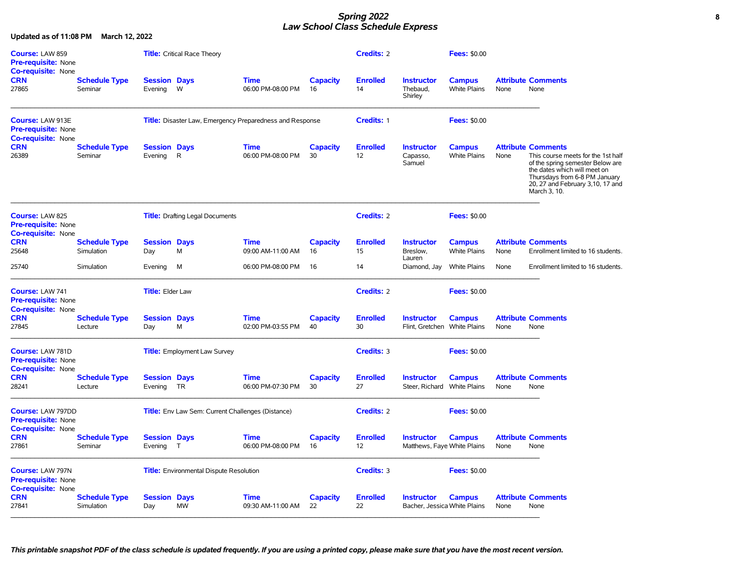# Spring 2022
## Law School Class Schedule Express

**Updated as of 11:08 PM March 12, 2022**

**Course:** LAW 859 **Title:** Critical Race Theory **Credits:** 2 **Fees:** $0.00
**Pre-requisite:** None
**Co-requisite:** None

| CRN | Schedule Type | Session | Days | Time | Capacity | Enrolled | Instructor | Campus | Attribute | Comments |
|---|---|---|---|---|---|---|---|---|---|---|
| 27865 | Seminar | Evening | W | 06:00 PM-08:00 PM | 16 | 14 | Thebaud, Shirley | White Plains | None | None |

---

**Course:** LAW 913E **Title:** Disaster Law, Emergency Preparedness and Response **Credits:** 1 **Fees:** $0.00
**Pre-requisite:** None
**Co-requisite:** None

| CRN | Schedule Type | Session | Days | Time | Capacity | Enrolled | Instructor | Campus | Attribute | Comments |
|---|---|---|---|---|---|---|---|---|---|---|
| 26389 | Seminar | Evening | R | 06:00 PM-08:00 PM | 30 | 12 | Capasso, Samuel | White Plains | None | This course meets for the 1st half of the spring semester Below are the dates which will meet on Thursdays from 6-8 PM January 20, 27 and February 3,10, 17 and March 3, 10. |

---

**Course:** LAW 825 **Title:** Drafting Legal Documents **Credits:** 2 **Fees:** $0.00
**Pre-requisite:** None
**Co-requisite:** None

| CRN | Schedule Type | Session | Days | Time | Capacity | Enrolled | Instructor | Campus | Attribute | Comments |
|---|---|---|---|---|---|---|---|---|---|---|
| 25648 | Simulation | Day | M | 09:00 AM-11:00 AM | 16 | 15 | Breslow, Lauren | White Plains | None | Enrollment limited to 16 students. |
| 25740 | Simulation | Evening | M | 06:00 PM-08:00 PM | 16 | 14 | Diamond, Jay | White Plains | None | Enrollment limited to 16 students. |

---

**Course:** LAW 741 **Title:** Elder Law **Credits:** 2 **Fees:** $0.00
**Pre-requisite:** None
**Co-requisite:** None

| CRN | Schedule Type | Session | Days | Time | Capacity | Enrolled | Instructor | Campus | Attribute | Comments |
|---|---|---|---|---|---|---|---|---|---|---|
| 27845 | Lecture | Day | M | 02:00 PM-03:55 PM | 40 | 30 | Flint, Gretchen | White Plains | None | None |

---

**Course:** LAW 781D **Title:** Employment Law Survey **Credits:** 3 **Fees:** $0.00
**Pre-requisite:** None
**Co-requisite:** None

| CRN | Schedule Type | Session | Days | Time | Capacity | Enrolled | Instructor | Campus | Attribute | Comments |
|---|---|---|---|---|---|---|---|---|---|---|
| 28241 | Lecture | Evening | TR | 06:00 PM-07:30 PM | 30 | 27 | Steer, Richard | White Plains | None | None |

---

**Course:** LAW 797DD **Title:** Env Law Sem: Current Challenges (Distance) **Credits:** 2 **Fees:** $0.00
**Pre-requisite:** None
**Co-requisite:** None

| CRN | Schedule Type | Session | Days | Time | Capacity | Enrolled | Instructor | Campus | Attribute | Comments |
|---|---|---|---|---|---|---|---|---|---|---|
| 27861 | Seminar | Evening | T | 06:00 PM-08:00 PM | 16 | 12 | Matthews, Faye | White Plains | None | None |

---

**Course:** LAW 797N **Title:** Environmental Dispute Resolution **Credits:** 3 **Fees:** $0.00
**Pre-requisite:** None
**Co-requisite:** None

| CRN | Schedule Type | Session | Days | Time | Capacity | Enrolled | Instructor | Campus | Attribute | Comments |
|---|---|---|---|---|---|---|---|---|---|---|
| 27841 | Simulation | Day | MW | 09:30 AM-11:00 AM | 22 | 22 | Bacher, Jessica | White Plains | None | None |

---

*This printable snapshot PDF of the class schedule is updated frequently. If you are using a printed copy, please make sure that you have the most recent version.*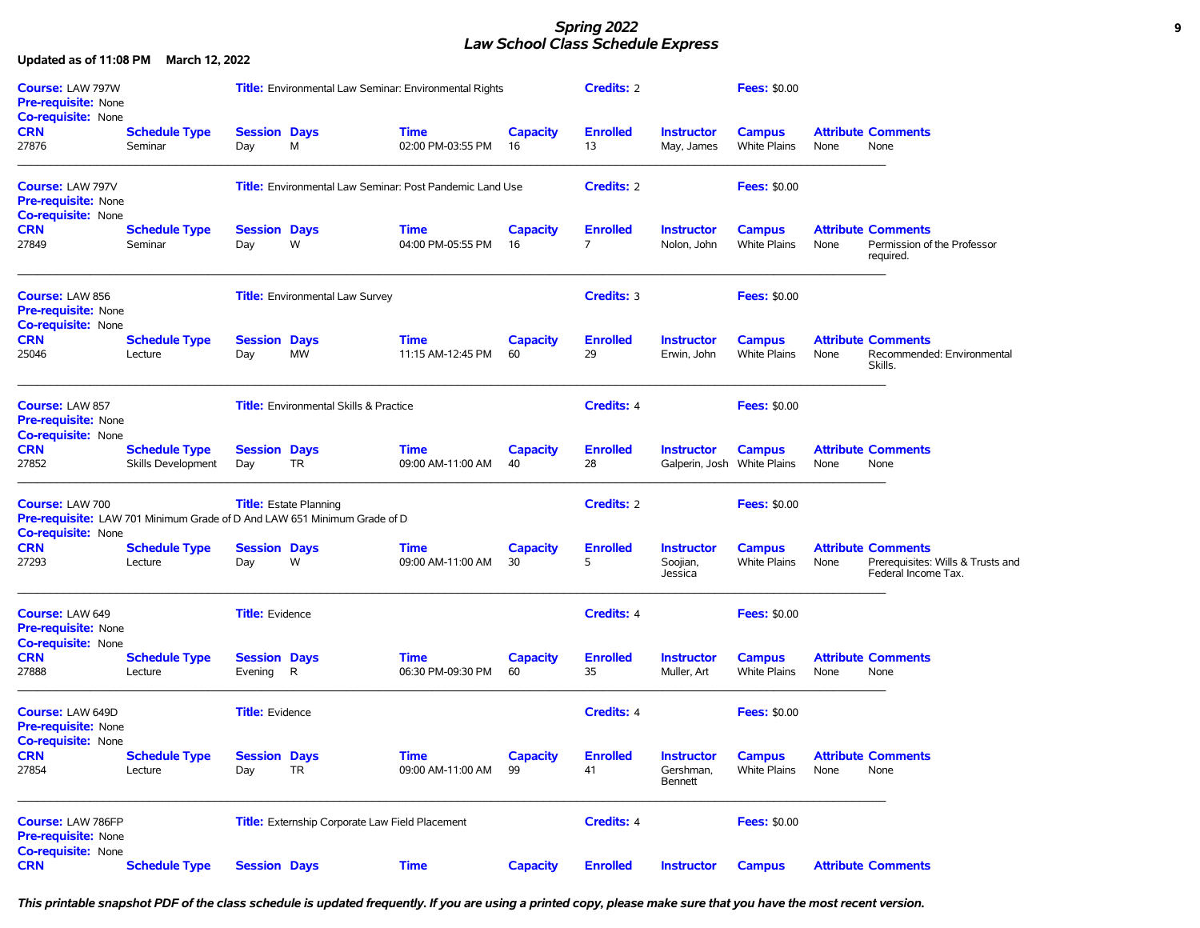# *Spring 2022*
# *Law School Class Schedule Express*

**Updated as of 11:08 PM March 12, 2022**

**Course:** LAW 797W **Title:** Environmental Law Seminar: Environmental Rights **Credits:** 2 **Fees:** $0.00
**Pre-requisite:** None
**Co-requisite:** None

| CRN | Schedule Type | Session | Days | Time | Capacity | Enrolled | Instructor | Campus | Attribute | Comments |
|---|---|---|---|---|---|---|---|---|---|---|
| 27876 | Seminar | Day | M | 02:00 PM-03:55 PM | 16 | 13 | May, James | White Plains | None | None |

---

**Course:** LAW 797V **Title:** Environmental Law Seminar: Post Pandemic Land Use **Credits:** 2 **Fees:** $0.00
**Pre-requisite:** None
**Co-requisite:** None

| CRN | Schedule Type | Session | Days | Time | Capacity | Enrolled | Instructor | Campus | Attribute | Comments |
|---|---|---|---|---|---|---|---|---|---|---|
| 27849 | Seminar | Day | W | 04:00 PM-05:55 PM | 16 | 7 | Nolon, John | White Plains | None | Permission of the Professor required. |

---

**Course:** LAW 856 **Title:** Environmental Law Survey **Credits:** 3 **Fees:** $0.00
**Pre-requisite:** None
**Co-requisite:** None

| CRN | Schedule Type | Session | Days | Time | Capacity | Enrolled | Instructor | Campus | Attribute | Comments |
|---|---|---|---|---|---|---|---|---|---|---|
| 25046 | Lecture | Day | MW | 11:15 AM-12:45 PM | 60 | 29 | Erwin, John | White Plains | None | Recommended: Environmental Skills. |

---

**Course:** LAW 857 **Title:** Environmental Skills & Practice **Credits:** 4 **Fees:** $0.00
**Pre-requisite:** None
**Co-requisite:** None

| CRN | Schedule Type | Session | Days | Time | Capacity | Enrolled | Instructor | Campus | Attribute | Comments |
|---|---|---|---|---|---|---|---|---|---|---|
| 27852 | Skills Development | Day | TR | 09:00 AM-11:00 AM | 40 | 28 | Galperin, Josh | White Plains | None | None |

---

**Course:** LAW 700 **Title:** Estate Planning **Credits:** 2 **Fees:** $0.00
**Pre-requisite:** LAW 701 Minimum Grade of D And LAW 651 Minimum Grade of D
**Co-requisite:** None

| CRN | Schedule Type | Session | Days | Time | Capacity | Enrolled | Instructor | Campus | Attribute | Comments |
|---|---|---|---|---|---|---|---|---|---|---|
| 27293 | Lecture | Day | W | 09:00 AM-11:00 AM | 30 | 5 | Soojian, Jessica | White Plains | None | Prerequisites: Wills & Trusts and Federal Income Tax. |

---

**Course:** LAW 649 **Title:** Evidence **Credits:** 4 **Fees:** $0.00
**Pre-requisite:** None
**Co-requisite:** None

| CRN | Schedule Type | Session | Days | Time | Capacity | Enrolled | Instructor | Campus | Attribute | Comments |
|---|---|---|---|---|---|---|---|---|---|---|
| 27888 | Lecture | Evening | R | 06:30 PM-09:30 PM | 60 | 35 | Muller, Art | White Plains | None | None |

---

**Course:** LAW 649D **Title:** Evidence **Credits:** 4 **Fees:** $0.00
**Pre-requisite:** None
**Co-requisite:** None

| CRN | Schedule Type | Session | Days | Time | Capacity | Enrolled | Instructor | Campus | Attribute | Comments |
|---|---|---|---|---|---|---|---|---|---|---|
| 27854 | Lecture | Day | TR | 09:00 AM-11:00 AM | 99 | 41 | Gershman, Bennett | White Plains | None | None |

---

**Course:** LAW 786FP **Title:** Externship Corporate Law Field Placement **Credits:** 4 **Fees:** $0.00
**Pre-requisite:** None
**Co-requisite:** None

| CRN | Schedule Type | Session | Days | Time | Capacity | Enrolled | Instructor | Campus | Attribute | Comments |
|---|---|---|---|---|---|---|---|---|---|---|

***This printable snapshot PDF of the class schedule is updated frequently. If you are using a printed copy, please make sure that you have the most recent version.***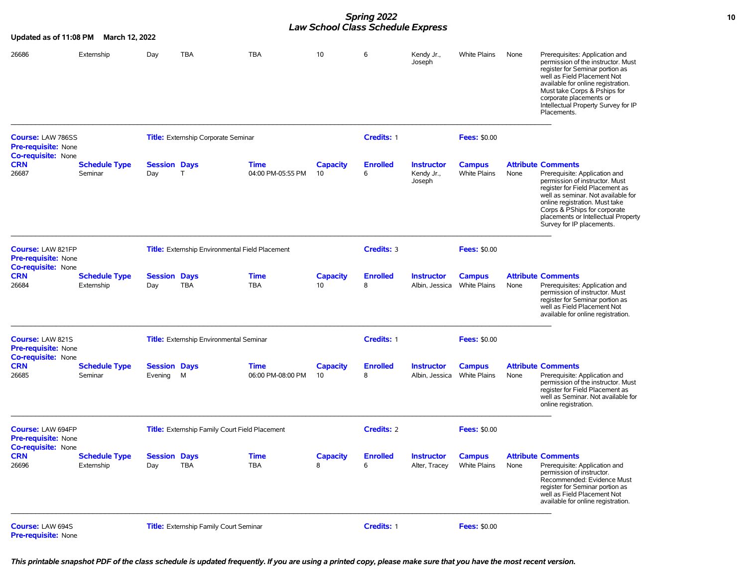Updated as of 11:08 PM March 12, 2022

| CRN | Schedule Type | Session | Days | Time | Capacity | Enrolled | Instructor | Campus | Attribute | Comments |
|---|---|---|---|---|---|---|---|---|---|---|
| 26686 | Externship | Day | TBA | TBA | 10 | 6 | Kendy Jr., Joseph | White Plains | None | Prerequisites: Application and permission of the instructor. Must register for Seminar portion as well as Field Placement Not available for online registration. Must take Corps & Pships for corporate placements or Intellectual Property Survey for IP Placements. |

---

**Course:** LAW 786SS **Title:** Externship Corporate Seminar **Credits:** 1 **Fees:** $0.00
**Pre-requisite:** None
**Co-requisite:** None

| CRN | Schedule Type | Session | Days | Time | Capacity | Enrolled | Instructor | Campus | Attribute | Comments |
|---|---|---|---|---|---|---|---|---|---|---|
| 26687 | Seminar | Day | T | 04:00 PM-05:55 PM | 10 | 6 | Kendy Jr., Joseph | White Plains | None | Prerequisite: Application and permission of instructor. Must register for Field Placement as well as seminar. Not available for online registration. Must take Corps & PShips for corporate placements or Intellectual Property Survey for IP placements. |

---

**Course:** LAW 821FP **Title:** Externship Environmental Field Placement **Credits:** 3 **Fees:** $0.00
**Pre-requisite:** None
**Co-requisite:** None

| CRN | Schedule Type | Session | Days | Time | Capacity | Enrolled | Instructor | Campus | Attribute | Comments |
|---|---|---|---|---|---|---|---|---|---|---|
| 26684 | Externship | Day | TBA | TBA | 10 | 8 | Albin, Jessica | White Plains | None | Prerequisites: Application and permission of instructor. Must register for Seminar portion as well as Field Placement Not available for online registration. |

---

**Course:** LAW 821S **Title:** Externship Environmental Seminar **Credits:** 1 **Fees:** $0.00
**Pre-requisite:** None
**Co-requisite:** None

| CRN | Schedule Type | Session | Days | Time | Capacity | Enrolled | Instructor | Campus | Attribute | Comments |
|---|---|---|---|---|---|---|---|---|---|---|
| 26685 | Seminar | Evening | M | 06:00 PM-08:00 PM | 10 | 8 | Albin, Jessica | White Plains | None | Prerequisite: Application and permission of the instructor. Must register for Field Placement as well as Seminar. Not available for online registration. |

---

**Course:** LAW 694FP **Title:** Externship Family Court Field Placement **Credits:** 2 **Fees:** $0.00
**Pre-requisite:** None
**Co-requisite:** None

| CRN | Schedule Type | Session | Days | Time | Capacity | Enrolled | Instructor | Campus | Attribute | Comments |
|---|---|---|---|---|---|---|---|---|---|---|
| 26696 | Externship | Day | TBA | TBA | 8 | 6 | Alter, Tracey | White Plains | None | Prerequisite: Application and permission of instructor. Recommended: Evidence Must register for Seminar portion as well as Field Placement Not available for online registration. |

---

**Course:** LAW 694S **Title:** Externship Family Court Seminar **Credits:** 1 **Fees:** $0.00
**Pre-requisite:** None

***This printable snapshot PDF of the class schedule is updated frequently. If you are using a printed copy, please make sure that you have the most recent version.***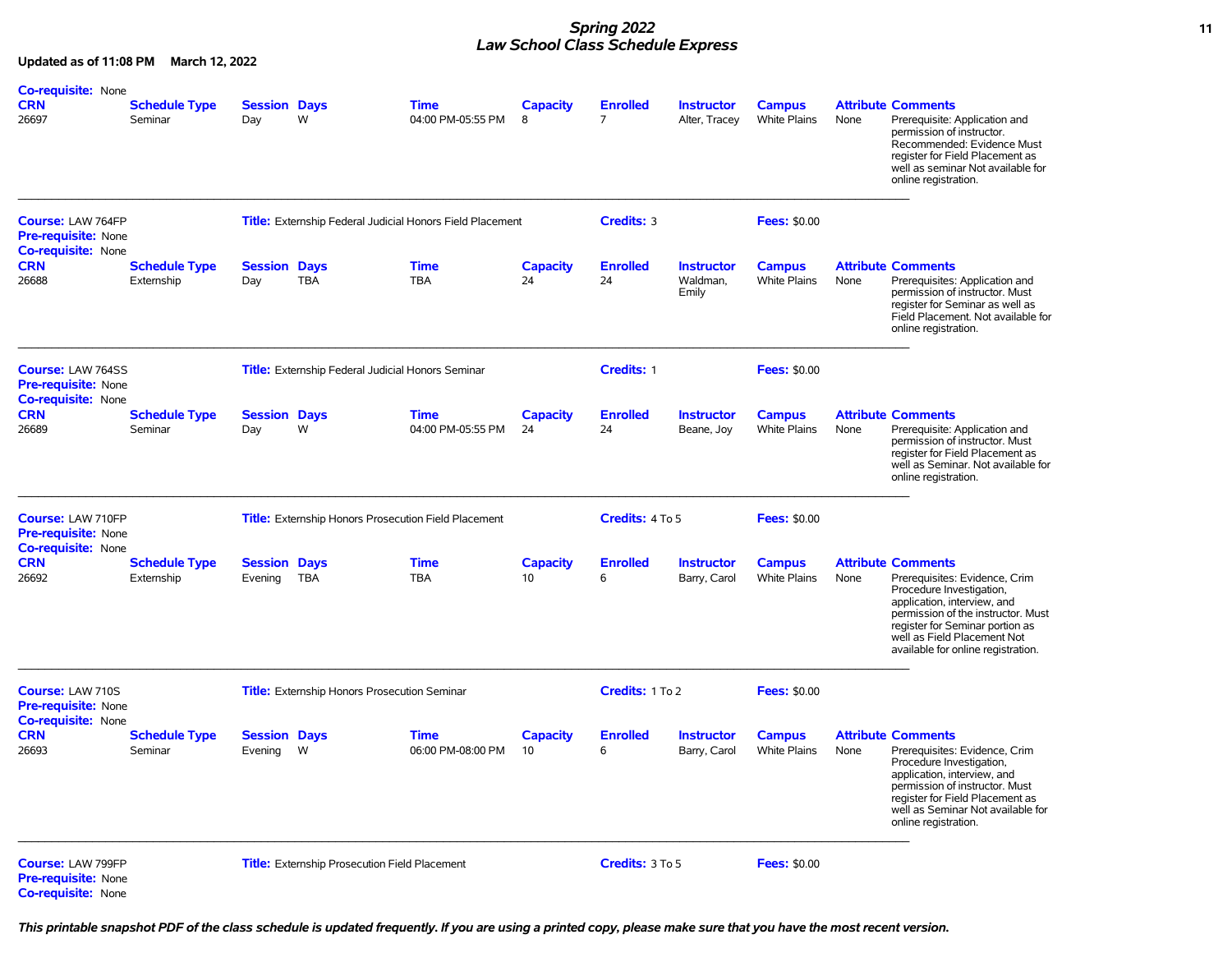# Spring 2022
## Law School Class Schedule Express

**Updated as of 11:08 PM March 12, 2022**

**Co-requisite:** None

| CRN | Schedule Type | Session | Days | Time | Capacity | Enrolled | Instructor | Campus | Attribute | Comments |
|---|---|---|---|---|---|---|---|---|---|---|
| 26697 | Seminar | Day | W | 04:00 PM-05:55 PM | 8 | 7 | Alter, Tracey | White Plains | None | Prerequisite: Application and permission of instructor. Recommended: Evidence Must register for Field Placement as well as seminar Not available for online registration. |

---

**Course:** LAW 764FP **Title:** Externship Federal Judicial Honors Field Placement **Credits:** 3 **Fees:** $0.00
**Pre-requisite:** None
**Co-requisite:** None

| CRN | Schedule Type | Session | Days | Time | Capacity | Enrolled | Instructor | Campus | Attribute | Comments |
|---|---|---|---|---|---|---|---|---|---|---|
| 26688 | Externship | Day | TBA | TBA | 24 | 24 | Waldman, Emily | White Plains | None | Prerequisites: Application and permission of instructor. Must register for Seminar as well as Field Placement. Not available for online registration. |

---

**Course:** LAW 764SS **Title:** Externship Federal Judicial Honors Seminar **Credits:** 1 **Fees:** $0.00
**Pre-requisite:** None
**Co-requisite:** None

| CRN | Schedule Type | Session | Days | Time | Capacity | Enrolled | Instructor | Campus | Attribute | Comments |
|---|---|---|---|---|---|---|---|---|---|---|
| 26689 | Seminar | Day | W | 04:00 PM-05:55 PM | 24 | 24 | Beane, Joy | White Plains | None | Prerequisite: Application and permission of instructor. Must register for Field Placement as well as Seminar. Not available for online registration. |

---

**Course:** LAW 710FP **Title:** Externship Honors Prosecution Field Placement **Credits:** 4 To 5 **Fees:** $0.00
**Pre-requisite:** None
**Co-requisite:** None

| CRN | Schedule Type | Session | Days | Time | Capacity | Enrolled | Instructor | Campus | Attribute | Comments |
|---|---|---|---|---|---|---|---|---|---|---|
| 26692 | Externship | Evening | TBA | TBA | 10 | 6 | Barry, Carol | White Plains | None | Prerequisites: Evidence, Crim Procedure Investigation, application, interview, and permission of the instructor. Must register for Seminar portion as well as Field Placement Not available for online registration. |

---

**Course:** LAW 710S **Title:** Externship Honors Prosecution Seminar **Credits:** 1 To 2 **Fees:** $0.00
**Pre-requisite:** None
**Co-requisite:** None

| CRN | Schedule Type | Session | Days | Time | Capacity | Enrolled | Instructor | Campus | Attribute | Comments |
|---|---|---|---|---|---|---|---|---|---|---|
| 26693 | Seminar | Evening | W | 06:00 PM-08:00 PM | 10 | 6 | Barry, Carol | White Plains | None | Prerequisites: Evidence, Crim Procedure Investigation, application, interview, and permission of instructor. Must register for Field Placement as well as Seminar Not available for online registration. |

---

**Course:** LAW 799FP **Title:** Externship Prosecution Field Placement **Credits:** 3 To 5 **Fees:** $0.00
**Pre-requisite:** None
**Co-requisite:** None

*This printable snapshot PDF of the class schedule is updated frequently. If you are using a printed copy, please make sure that you have the most recent version.*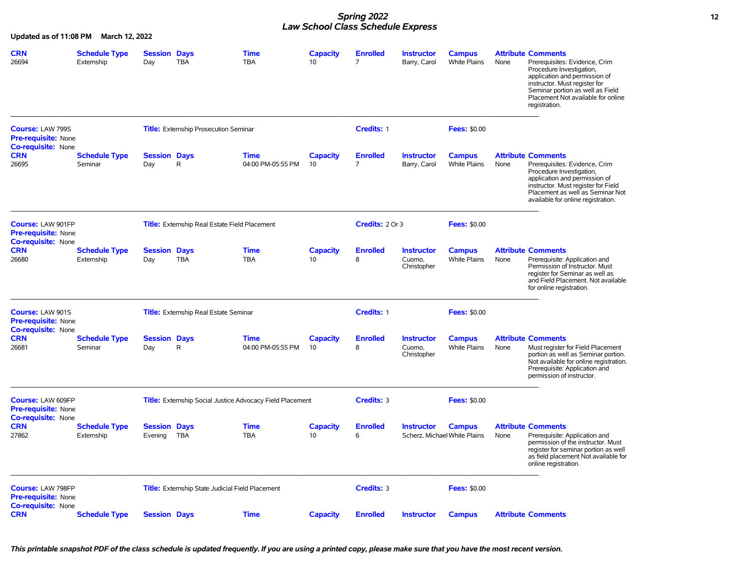# Spring 2022
# Law School Class Schedule Express

**Updated as of 11:08 PM March 12, 2022**

| CRN | Schedule Type | Session | Days | Time | Capacity | Enrolled | Instructor | Campus | Attribute | Comments |
|---|---|---|---|---|---|---|---|---|---|---|
| 26694 | Externship | Day | TBA | TBA | 10 | 7 | Barry, Carol | White Plains | None | Prerequisites: Evidence, Crim Procedure Investigation, application and permission of instructor. Must register for Seminar portion as well as Field Placement Not available for online registration. |

---

**Course:** LAW 799S **Title:** Externship Prosecution Seminar **Credits:** 1 **Fees:** $0.00
**Pre-requisite:** None
**Co-requisite:** None

| CRN | Schedule Type | Session | Days | Time | Capacity | Enrolled | Instructor | Campus | Attribute | Comments |
|---|---|---|---|---|---|---|---|---|---|---|
| 26695 | Seminar | Day | R | 04:00 PM-05:55 PM | 10 | 7 | Barry, Carol | White Plains | None | Prerequisites: Evidence, Crim Procedure Investigation, application and permission of instructor. Must register for Field Placement as well as Seminar Not available for online registration. |

---

**Course:** LAW 901FP **Title:** Externship Real Estate Field Placement **Credits:** 2 Or 3 **Fees:** $0.00
**Pre-requisite:** None
**Co-requisite:** None

| CRN | Schedule Type | Session | Days | Time | Capacity | Enrolled | Instructor | Campus | Attribute | Comments |
|---|---|---|---|---|---|---|---|---|---|---|
| 26680 | Externship | Day | TBA | TBA | 10 | 8 | Cuomo, Christopher | White Plains | None | Prerequisite: Application and Permission of Instructor. Must register for Seminar as well as and Field Placement. Not available for online registration. |

---

**Course:** LAW 901S **Title:** Externship Real Estate Seminar **Credits:** 1 **Fees:** $0.00
**Pre-requisite:** None
**Co-requisite:** None

| CRN | Schedule Type | Session | Days | Time | Capacity | Enrolled | Instructor | Campus | Attribute | Comments |
|---|---|---|---|---|---|---|---|---|---|---|
| 26681 | Seminar | Day | R | 04:00 PM-05:55 PM | 10 | 8 | Cuomo, Christopher | White Plains | None | Must register for Field Placement portion as well as Seminar portion. Not available for online registration. Prerequisite: Application and permission of instructor. |

---

**Course:** LAW 609FP **Title:** Externship Social Justice Advocacy Field Placement **Credits:** 3 **Fees:** $0.00
**Pre-requisite:** None
**Co-requisite:** None

| CRN | Schedule Type | Session | Days | Time | Capacity | Enrolled | Instructor | Campus | Attribute | Comments |
|---|---|---|---|---|---|---|---|---|---|---|
| 27862 | Externship | Evening | TBA | TBA | 10 | 6 | Scherz, Michael | White Plains | None | Prerequisite: Application and permission of the instructor. Must register for seminar portion as well as field placement Not available for online registration. |

---

**Course:** LAW 798FP **Title:** Externship State Judicial Field Placement **Credits:** 3 **Fees:** $0.00
**Pre-requisite:** None
**Co-requisite:** None

| CRN | Schedule Type | Session | Days | Time | Capacity | Enrolled | Instructor | Campus | Attribute | Comments |
|---|---|---|---|---|---|---|---|---|---|---|

*This printable snapshot PDF of the class schedule is updated frequently. If you are using a printed copy, please make sure that you have the most recent version.*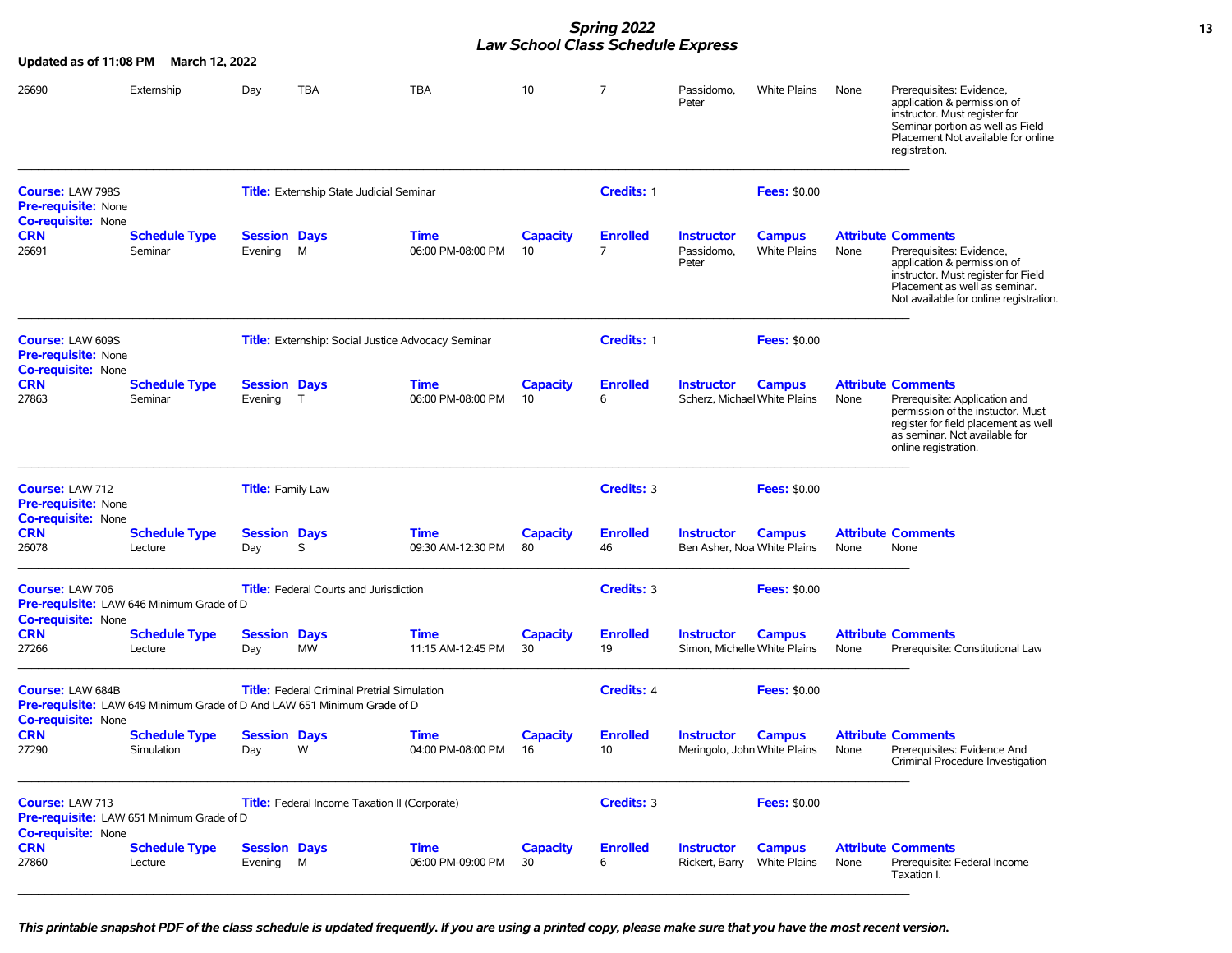**Updated as of 11:08 PM March 12, 2022**

| CRN | Schedule Type | Session | Days | Time | Capacity | Enrolled | Instructor | Campus | Attribute | Comments |
|---|---|---|---|---|---|---|---|---|---|---|
| 26690 | Externship | Day | TBA | TBA | 10 | 7 | Passidomo, Peter | White Plains | None | Prerequisites: Evidence, application & permission of instructor. Must register for Seminar portion as well as Field Placement Not available for online registration. |

---

**Course:** LAW 798S **Title:** Externship State Judicial Seminar **Credits:** 1 **Fees:** $0.00
**Pre-requisite:** None
**Co-requisite:** None

| CRN | Schedule Type | Session | Days | Time | Capacity | Enrolled | Instructor | Campus | Attribute | Comments |
|---|---|---|---|---|---|---|---|---|---|---|
| 26691 | Seminar | Evening | M | 06:00 PM-08:00 PM | 10 | 7 | Passidomo, Peter | White Plains | None | Prerequisites: Evidence, application & permission of instructor. Must register for Field Placement as well as seminar. Not available for online registration. |

---

**Course:** LAW 609S **Title:** Externship: Social Justice Advocacy Seminar **Credits:** 1 **Fees:** $0.00
**Pre-requisite:** None
**Co-requisite:** None

| CRN | Schedule Type | Session | Days | Time | Capacity | Enrolled | Instructor | Campus | Attribute | Comments |
|---|---|---|---|---|---|---|---|---|---|---|
| 27863 | Seminar | Evening | T | 06:00 PM-08:00 PM | 10 | 6 | Scherz, Michael | White Plains | None | Prerequisite: Application and permission of the instuctor. Must register for field placement as well as seminar. Not available for online registration. |

---

**Course:** LAW 712 **Title:** Family Law **Credits:** 3 **Fees:** $0.00
**Pre-requisite:** None
**Co-requisite:** None

| CRN | Schedule Type | Session | Days | Time | Capacity | Enrolled | Instructor | Campus | Attribute | Comments |
|---|---|---|---|---|---|---|---|---|---|---|
| 26078 | Lecture | Day | S | 09:30 AM-12:30 PM | 80 | 46 | Ben Asher, Noa | White Plains | None | None |

---

**Course:** LAW 706 **Title:** Federal Courts and Jurisdiction **Credits:** 3 **Fees:** $0.00
**Pre-requisite:** LAW 646 Minimum Grade of D
**Co-requisite:** None

| CRN | Schedule Type | Session | Days | Time | Capacity | Enrolled | Instructor | Campus | Attribute | Comments |
|---|---|---|---|---|---|---|---|---|---|---|
| 27266 | Lecture | Day | MW | 11:15 AM-12:45 PM | 30 | 19 | Simon, Michelle | White Plains | None | Prerequisite: Constitutional Law |

---

**Course:** LAW 684B **Title:** Federal Criminal Pretrial Simulation **Credits:** 4 **Fees:** $0.00
**Pre-requisite:** LAW 649 Minimum Grade of D And LAW 651 Minimum Grade of D
**Co-requisite:** None

| CRN | Schedule Type | Session | Days | Time | Capacity | Enrolled | Instructor | Campus | Attribute | Comments |
|---|---|---|---|---|---|---|---|---|---|---|
| 27290 | Simulation | Day | W | 04:00 PM-08:00 PM | 16 | 10 | Meringolo, John | White Plains | None | Prerequisites: Evidence And Criminal Procedure Investigation |

---

**Course:** LAW 713 **Title:** Federal Income Taxation II (Corporate) **Credits:** 3 **Fees:** $0.00
**Pre-requisite:** LAW 651 Minimum Grade of D
**Co-requisite:** None

| CRN | Schedule Type | Session | Days | Time | Capacity | Enrolled | Instructor | Campus | Attribute | Comments |
|---|---|---|---|---|---|---|---|---|---|---|
| 27860 | Lecture | Evening | M | 06:00 PM-09:00 PM | 30 | 6 | Rickert, Barry | White Plains | None | Prerequisite: Federal Income Taxation I. |

---

***This printable snapshot PDF of the class schedule is updated frequently. If you are using a printed copy, please make sure that you have the most recent version.***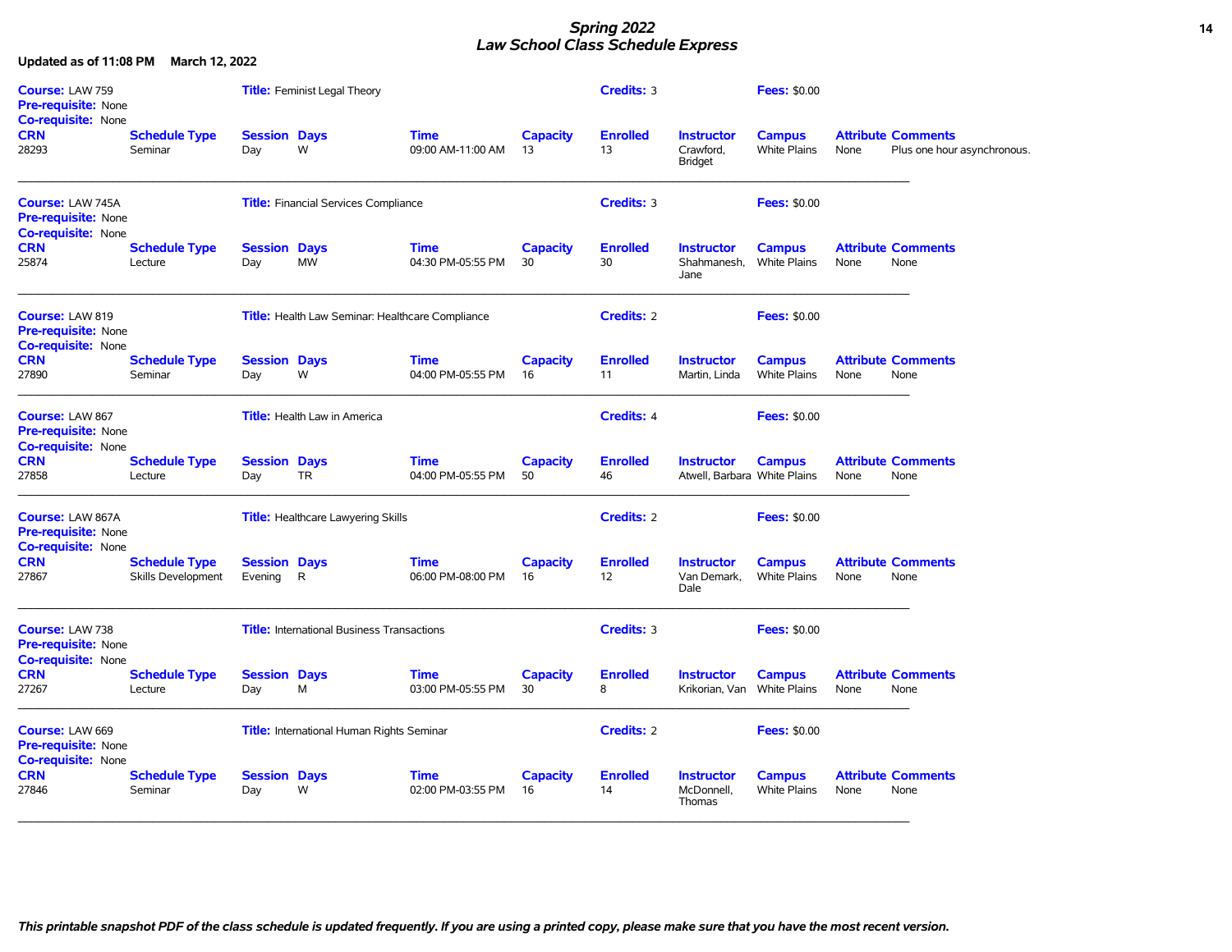# *Spring 2022*
# *Law School Class Schedule Express*

**Updated as of 11:08 PM March 12, 2022**

**Course:** LAW 759 **Title:** Feminist Legal Theory **Credits:** 3 **Fees:** $0.00
**Pre-requisite:** None
**Co-requisite:** None

| CRN | Schedule Type | Session | Days | Time | Capacity | Enrolled | Instructor | Campus | Attribute | Comments |
|---|---|---|---|---|---|---|---|---|---|---|
| 28293 | Seminar | Day | W | 09:00 AM-11:00 AM | 13 | 13 | Crawford, Bridget | White Plains | None | Plus one hour asynchronous. |

---

**Course:** LAW 745A **Title:** Financial Services Compliance **Credits:** 3 **Fees:** $0.00
**Pre-requisite:** None
**Co-requisite:** None

| CRN | Schedule Type | Session | Days | Time | Capacity | Enrolled | Instructor | Campus | Attribute | Comments |
|---|---|---|---|---|---|---|---|---|---|---|
| 25874 | Lecture | Day | MW | 04:30 PM-05:55 PM | 30 | 30 | Shahmanesh, Jane | White Plains | None | None |

---

**Course:** LAW 819 **Title:** Health Law Seminar: Healthcare Compliance **Credits:** 2 **Fees:** $0.00
**Pre-requisite:** None
**Co-requisite:** None

| CRN | Schedule Type | Session | Days | Time | Capacity | Enrolled | Instructor | Campus | Attribute | Comments |
|---|---|---|---|---|---|---|---|---|---|---|
| 27890 | Seminar | Day | W | 04:00 PM-05:55 PM | 16 | 11 | Martin, Linda | White Plains | None | None |

---

**Course:** LAW 867 **Title:** Health Law in America **Credits:** 4 **Fees:** $0.00
**Pre-requisite:** None
**Co-requisite:** None

| CRN | Schedule Type | Session | Days | Time | Capacity | Enrolled | Instructor | Campus | Attribute | Comments |
|---|---|---|---|---|---|---|---|---|---|---|
| 27858 | Lecture | Day | TR | 04:00 PM-05:55 PM | 50 | 46 | Atwell, Barbara | White Plains | None | None |

---

**Course:** LAW 867A **Title:** Healthcare Lawyering Skills **Credits:** 2 **Fees:** $0.00
**Pre-requisite:** None
**Co-requisite:** None

| CRN | Schedule Type | Session | Days | Time | Capacity | Enrolled | Instructor | Campus | Attribute | Comments |
|---|---|---|---|---|---|---|---|---|---|---|
| 27867 | Skills Development | Evening | R | 06:00 PM-08:00 PM | 16 | 12 | Van Demark, Dale | White Plains | None | None |

---

**Course:** LAW 738 **Title:** International Business Transactions **Credits:** 3 **Fees:** $0.00
**Pre-requisite:** None
**Co-requisite:** None

| CRN | Schedule Type | Session | Days | Time | Capacity | Enrolled | Instructor | Campus | Attribute | Comments |
|---|---|---|---|---|---|---|---|---|---|---|
| 27267 | Lecture | Day | M | 03:00 PM-05:55 PM | 30 | 8 | Krikorian, Van | White Plains | None | None |

---

**Course:** LAW 669 **Title:** International Human Rights Seminar **Credits:** 2 **Fees:** $0.00
**Pre-requisite:** None
**Co-requisite:** None

| CRN | Schedule Type | Session | Days | Time | Capacity | Enrolled | Instructor | Campus | Attribute | Comments |
|---|---|---|---|---|---|---|---|---|---|---|
| 27846 | Seminar | Day | W | 02:00 PM-03:55 PM | 16 | 14 | McDonnell, Thomas | White Plains | None | None |

---

***This printable snapshot PDF of the class schedule is updated frequently. If you are using a printed copy, please make sure that you have the most recent version.***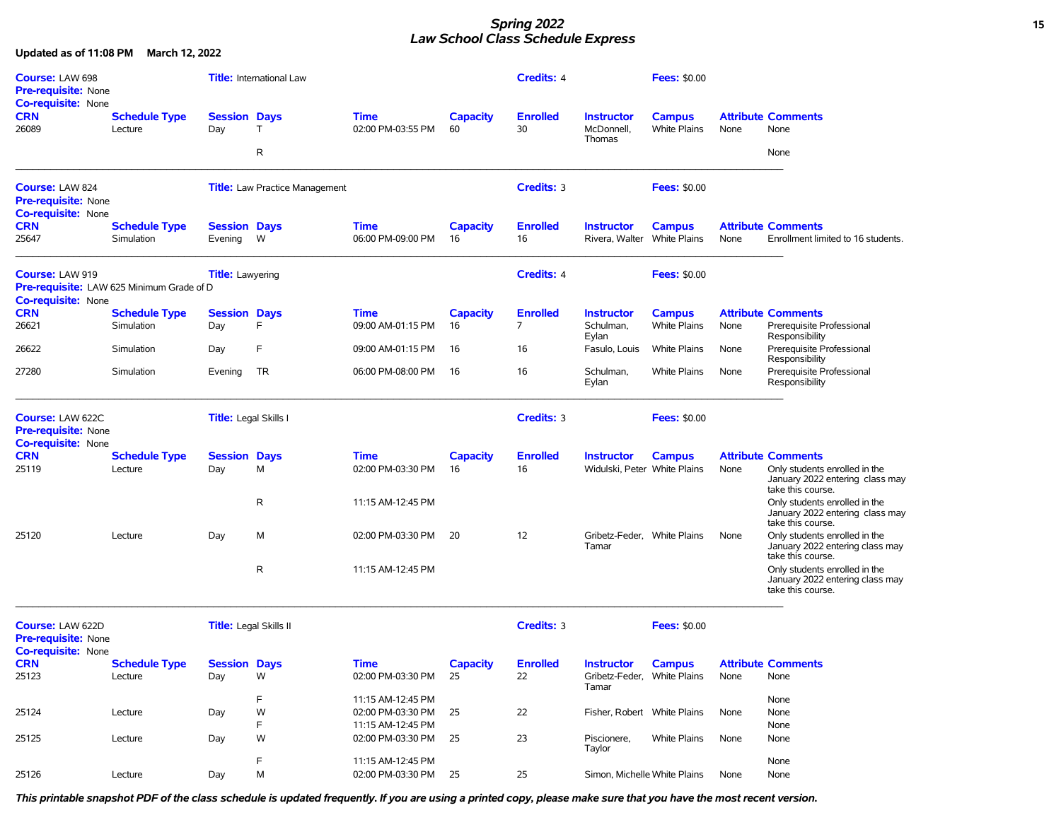# Spring 2022
# Law School Class Schedule Express

**Updated as of 11:08 PM March 12, 2022**

**Course:** LAW 698 | **Title:** International Law | **Credits:** 4 | **Fees:** $0.00

**Pre-requisite:** None
**Co-requisite:** None

| CRN | Schedule Type | Session | Days | Time | Capacity | Enrolled | Instructor | Campus | Attribute | Comments |
|---|---|---|---|---|---|---|---|---|---|---|
| 26089 | Lecture | Day | T | 02:00 PM-03:55 PM | 60 | 30 | McDonnell, Thomas | White Plains | None | None |
| | | | R | | | | | | | None |

---

**Course:** LAW 824 | **Title:** Law Practice Management | **Credits:** 3 | **Fees:** $0.00

**Pre-requisite:** None
**Co-requisite:** None

| CRN | Schedule Type | Session | Days | Time | Capacity | Enrolled | Instructor | Campus | Attribute | Comments |
|---|---|---|---|---|---|---|---|---|---|---|
| 25647 | Simulation | Evening | W | 06:00 PM-09:00 PM | 16 | 16 | Rivera, Walter | White Plains | None | Enrollment limited to 16 students. |

---

**Course:** LAW 919 | **Title:** Lawyering | **Credits:** 4 | **Fees:** $0.00

**Pre-requisite:** LAW 625 Minimum Grade of D
**Co-requisite:** None

| CRN | Schedule Type | Session | Days | Time | Capacity | Enrolled | Instructor | Campus | Attribute | Comments |
|---|---|---|---|---|---|---|---|---|---|---|
| 26621 | Simulation | Day | F | 09:00 AM-01:15 PM | 16 | 7 | Schulman, Eylan | White Plains | None | Prerequisite Professional Responsibility |
| 26622 | Simulation | Day | F | 09:00 AM-01:15 PM | 16 | 16 | Fasulo, Louis | White Plains | None | Prerequisite Professional Responsibility |
| 27280 | Simulation | Evening | TR | 06:00 PM-08:00 PM | 16 | 16 | Schulman, Eylan | White Plains | None | Prerequisite Professional Responsibility |

---

**Course:** LAW 622C | **Title:** Legal Skills I | **Credits:** 3 | **Fees:** $0.00

**Pre-requisite:** None
**Co-requisite:** None

| CRN | Schedule Type | Session | Days | Time | Capacity | Enrolled | Instructor | Campus | Attribute | Comments |
|---|---|---|---|---|---|---|---|---|---|---|
| 25119 | Lecture | Day | M | 02:00 PM-03:30 PM | 16 | 16 | Widulski, Peter | White Plains | None | Only students enrolled in the January 2022 entering class may take this course. |
| | | | R | 11:15 AM-12:45 PM | | | | | | Only students enrolled in the January 2022 entering class may take this course. |
| 25120 | Lecture | Day | M | 02:00 PM-03:30 PM | 20 | 12 | Gribetz-Feder, Tamar | White Plains | None | Only students enrolled in the January 2022 entering class may take this course. |
| | | | R | 11:15 AM-12:45 PM | | | | | | Only students enrolled in the January 2022 entering class may take this course. |

---

**Course:** LAW 622D | **Title:** Legal Skills II | **Credits:** 3 | **Fees:** $0.00

**Pre-requisite:** None
**Co-requisite:** None

| CRN | Schedule Type | Session | Days | Time | Capacity | Enrolled | Instructor | Campus | Attribute | Comments |
|---|---|---|---|---|---|---|---|---|---|---|
| 25123 | Lecture | Day | W | 02:00 PM-03:30 PM | 25 | 22 | Gribetz-Feder, Tamar | White Plains | None | None |
| | | | F | 11:15 AM-12:45 PM | | | | | | None |
| 25124 | Lecture | Day | W | 02:00 PM-03:30 PM | 25 | 22 | Fisher, Robert | White Plains | None | None |
| | | | F | 11:15 AM-12:45 PM | | | | | | None |
| 25125 | Lecture | Day | W | 02:00 PM-03:30 PM | 25 | 23 | Piscionere, Taylor | White Plains | None | None |
| | | | F | 11:15 AM-12:45 PM | | | | | | None |
| 25126 | Lecture | Day | M | 02:00 PM-03:30 PM | 25 | 25 | Simon, Michelle | White Plains | None | None |

***This printable snapshot PDF of the class schedule is updated frequently. If you are using a printed copy, please make sure that you have the most recent version.***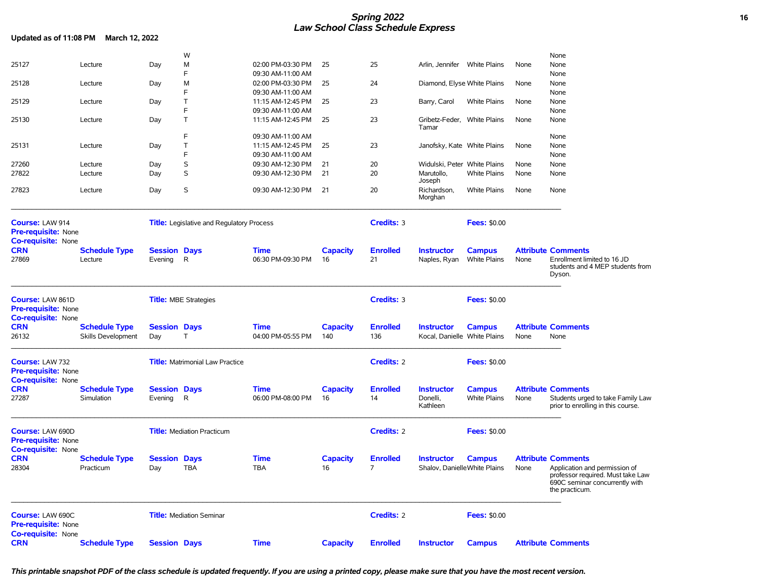| CRN | Schedule Type | Session | Days | Time | Capacity | Enrolled | Instructor | Campus | Attribute | Comments |
|---|---|---|---|---|---|---|---|---|---|---|
| | | | W | | | | | | | None |
| 25127 | Lecture | Day | M | 02:00 PM-03:30 PM | 25 | 25 | Arlin, Jennifer | White Plains | None | None |
| | | | F | 09:30 AM-11:00 AM | | | | | | None |
| 25128 | Lecture | Day | M | 02:00 PM-03:30 PM | 25 | 24 | Diamond, Elyse | White Plains | None | None |
| | | | F | 09:30 AM-11:00 AM | | | | | | None |
| 25129 | Lecture | Day | T | 11:15 AM-12:45 PM | 25 | 23 | Barry, Carol | White Plains | None | None |
| | | | F | 09:30 AM-11:00 AM | | | | | | None |
| 25130 | Lecture | Day | T | 11:15 AM-12:45 PM | 25 | 23 | Gribetz-Feder, Tamar | White Plains | None | None |
| | | | F | 09:30 AM-11:00 AM | | | | | | None |
| 25131 | Lecture | Day | T | 11:15 AM-12:45 PM | 25 | 23 | Janofsky, Kate | White Plains | None | None |
| | | | F | 09:30 AM-11:00 AM | | | | | | None |
| 27260 | Lecture | Day | S | 09:30 AM-12:30 PM | 21 | 20 | Widulski, Peter | White Plains | None | None |
| 27822 | Lecture | Day | S | 09:30 AM-12:30 PM | 21 | 20 | Marutollo, Joseph | White Plains | None | None |
| 27823 | Lecture | Day | S | 09:30 AM-12:30 PM | 21 | 20 | Richardson, Morghan | White Plains | None | None |

**Course:** LAW 914 **Title:** Legislative and Regulatory Process **Credits:** 3 **Fees:** $0.00
**Pre-requisite:** None
**Co-requisite:** None

| CRN | Schedule Type | Session | Days | Time | Capacity | Enrolled | Instructor | Campus | Attribute | Comments |
|---|---|---|---|---|---|---|---|---|---|---|
| 27869 | Lecture | Evening | R | 06:30 PM-09:30 PM | 16 | 21 | Naples, Ryan | White Plains | None | Enrollment limited to 16 JD students and 4 MEP students from Dyson. |

**Course:** LAW 861D **Title:** MBE Strategies **Credits:** 3 **Fees:** $0.00
**Pre-requisite:** None
**Co-requisite:** None

| CRN | Schedule Type | Session | Days | Time | Capacity | Enrolled | Instructor | Campus | Attribute | Comments |
|---|---|---|---|---|---|---|---|---|---|---|
| 26132 | Skills Development | Day | T | 04:00 PM-05:55 PM | 140 | 136 | Kocal, Danielle | White Plains | None | None |

**Course:** LAW 732 **Title:** Matrimonial Law Practice **Credits:** 2 **Fees:** $0.00
**Pre-requisite:** None
**Co-requisite:** None

| CRN | Schedule Type | Session | Days | Time | Capacity | Enrolled | Instructor | Campus | Attribute | Comments |
|---|---|---|---|---|---|---|---|---|---|---|
| 27287 | Simulation | Evening | R | 06:00 PM-08:00 PM | 16 | 14 | Donelli, Kathleen | White Plains | None | Students urged to take Family Law prior to enrolling in this course. |

**Course:** LAW 690D **Title:** Mediation Practicum **Credits:** 2 **Fees:** $0.00
**Pre-requisite:** None
**Co-requisite:** None

| CRN | Schedule Type | Session | Days | Time | Capacity | Enrolled | Instructor | Campus | Attribute | Comments |
|---|---|---|---|---|---|---|---|---|---|---|
| 28304 | Practicum | Day | TBA | TBA | 16 | 7 | Shalov, Danielle | White Plains | None | Application and permission of professor required. Must take Law 690C seminar concurrently with the practicum. |

**Course:** LAW 690C **Title:** Mediation Seminar **Credits:** 2 **Fees:** $0.00
**Pre-requisite:** None
**Co-requisite:** None

| CRN | Schedule Type | Session | Days | Time | Capacity | Enrolled | Instructor | Campus | Attribute | Comments |
|---|---|---|---|---|---|---|---|---|---|---|

*This printable snapshot PDF of the class schedule is updated frequently. If you are using a printed copy, please make sure that you have the most recent version.*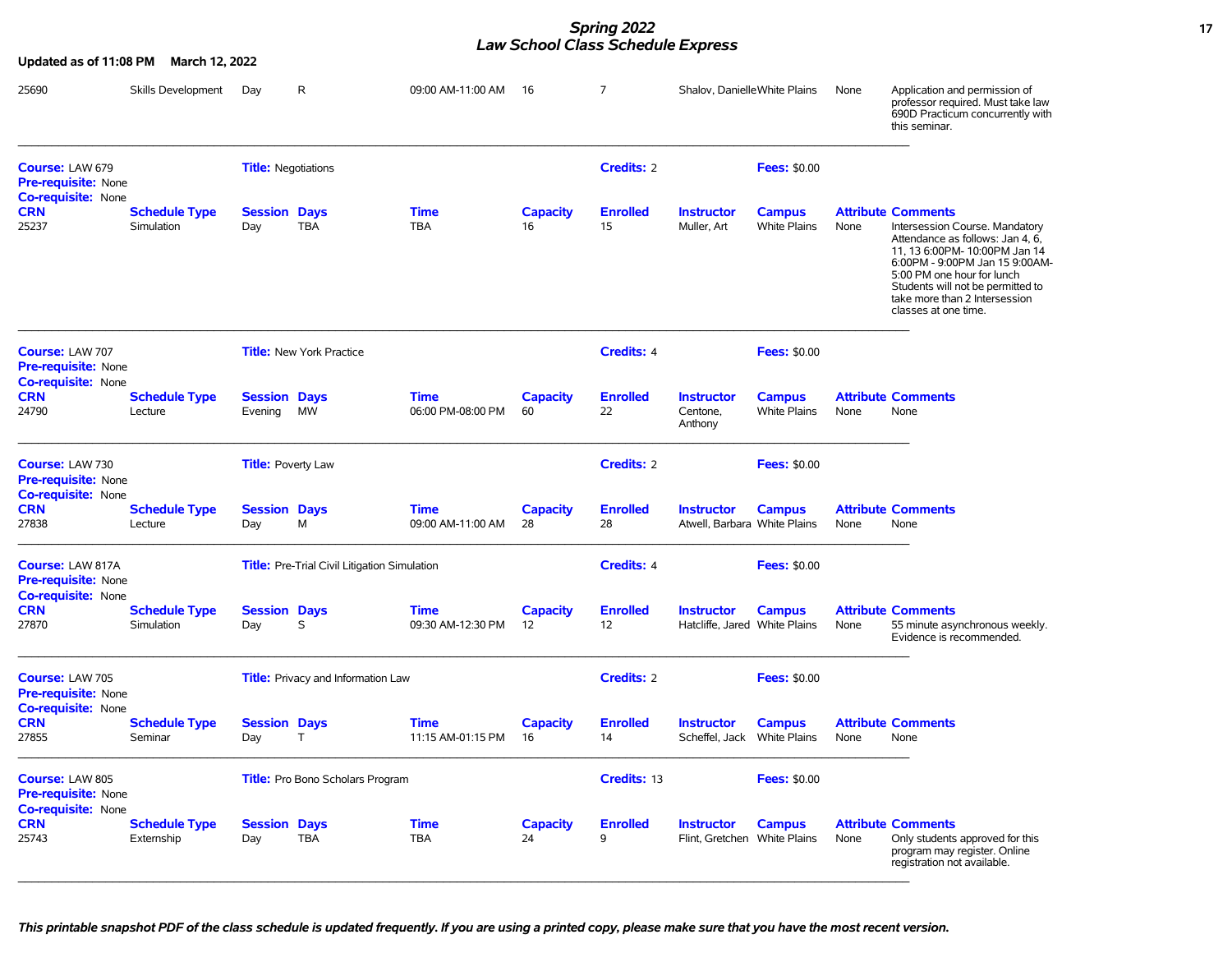**Updated as of 11:08 PM March 12, 2022**

| CRN | Schedule Type | Session | Days | Time | Capacity | Enrolled | Instructor | Campus | Attribute | Comments |
|---|---|---|---|---|---|---|---|---|---|---|
| 25690 | Skills Development | Day | R | 09:00 AM-11:00 AM | 16 | 7 | Shalov, Danielle | White Plains | None | Application and permission of professor required. Must take law 690D Practicum concurrently with this seminar. |

---

**Course:** LAW 679 **Title:** Negotiations **Credits:** 2 **Fees:** $0.00
**Pre-requisite:** None
**Co-requisite:** None

| CRN | Schedule Type | Session | Days | Time | Capacity | Enrolled | Instructor | Campus | Attribute | Comments |
|---|---|---|---|---|---|---|---|---|---|---|
| 25237 | Simulation | Day | TBA | TBA | 16 | 15 | Muller, Art | White Plains | None | Intersession Course. Mandatory Attendance as follows: Jan 4, 6, 11, 13 6:00PM- 10:00PM Jan 14 6:00PM - 9:00PM Jan 15 9:00AM-5:00 PM one hour for lunch Students will not be permitted to take more than 2 Intersession classes at one time. |

---

**Course:** LAW 707 **Title:** New York Practice **Credits:** 4 **Fees:** $0.00
**Pre-requisite:** None
**Co-requisite:** None

| CRN | Schedule Type | Session | Days | Time | Capacity | Enrolled | Instructor | Campus | Attribute | Comments |
|---|---|---|---|---|---|---|---|---|---|---|
| 24790 | Lecture | Evening | MW | 06:00 PM-08:00 PM | 60 | 22 | Centone, Anthony | White Plains | None | None |

---

**Course:** LAW 730 **Title:** Poverty Law **Credits:** 2 **Fees:** $0.00
**Pre-requisite:** None
**Co-requisite:** None

| CRN | Schedule Type | Session | Days | Time | Capacity | Enrolled | Instructor | Campus | Attribute | Comments |
|---|---|---|---|---|---|---|---|---|---|---|
| 27838 | Lecture | Day | M | 09:00 AM-11:00 AM | 28 | 28 | Atwell, Barbara | White Plains | None | None |

---

**Course:** LAW 817A **Title:** Pre-Trial Civil Litigation Simulation **Credits:** 4 **Fees:** $0.00
**Pre-requisite:** None
**Co-requisite:** None

| CRN | Schedule Type | Session | Days | Time | Capacity | Enrolled | Instructor | Campus | Attribute | Comments |
|---|---|---|---|---|---|---|---|---|---|---|
| 27870 | Simulation | Day | S | 09:30 AM-12:30 PM | 12 | 12 | Hatcliffe, Jared | White Plains | None | 55 minute asynchronous weekly. Evidence is recommended. |

---

**Course:** LAW 705 **Title:** Privacy and Information Law **Credits:** 2 **Fees:** $0.00
**Pre-requisite:** None
**Co-requisite:** None

| CRN | Schedule Type | Session | Days | Time | Capacity | Enrolled | Instructor | Campus | Attribute | Comments |
|---|---|---|---|---|---|---|---|---|---|---|
| 27855 | Seminar | Day | T | 11:15 AM-01:15 PM | 16 | 14 | Scheffel, Jack | White Plains | None | None |

---

**Course:** LAW 805 **Title:** Pro Bono Scholars Program **Credits:** 13 **Fees:** $0.00
**Pre-requisite:** None
**Co-requisite:** None

| CRN | Schedule Type | Session | Days | Time | Capacity | Enrolled | Instructor | Campus | Attribute | Comments |
|---|---|---|---|---|---|---|---|---|---|---|
| 25743 | Externship | Day | TBA | TBA | 24 | 9 | Flint, Gretchen | White Plains | None | Only students approved for this program may register. Online registration not available. |

---

***This printable snapshot PDF of the class schedule is updated frequently. If you are using a printed copy, please make sure that you have the most recent version.***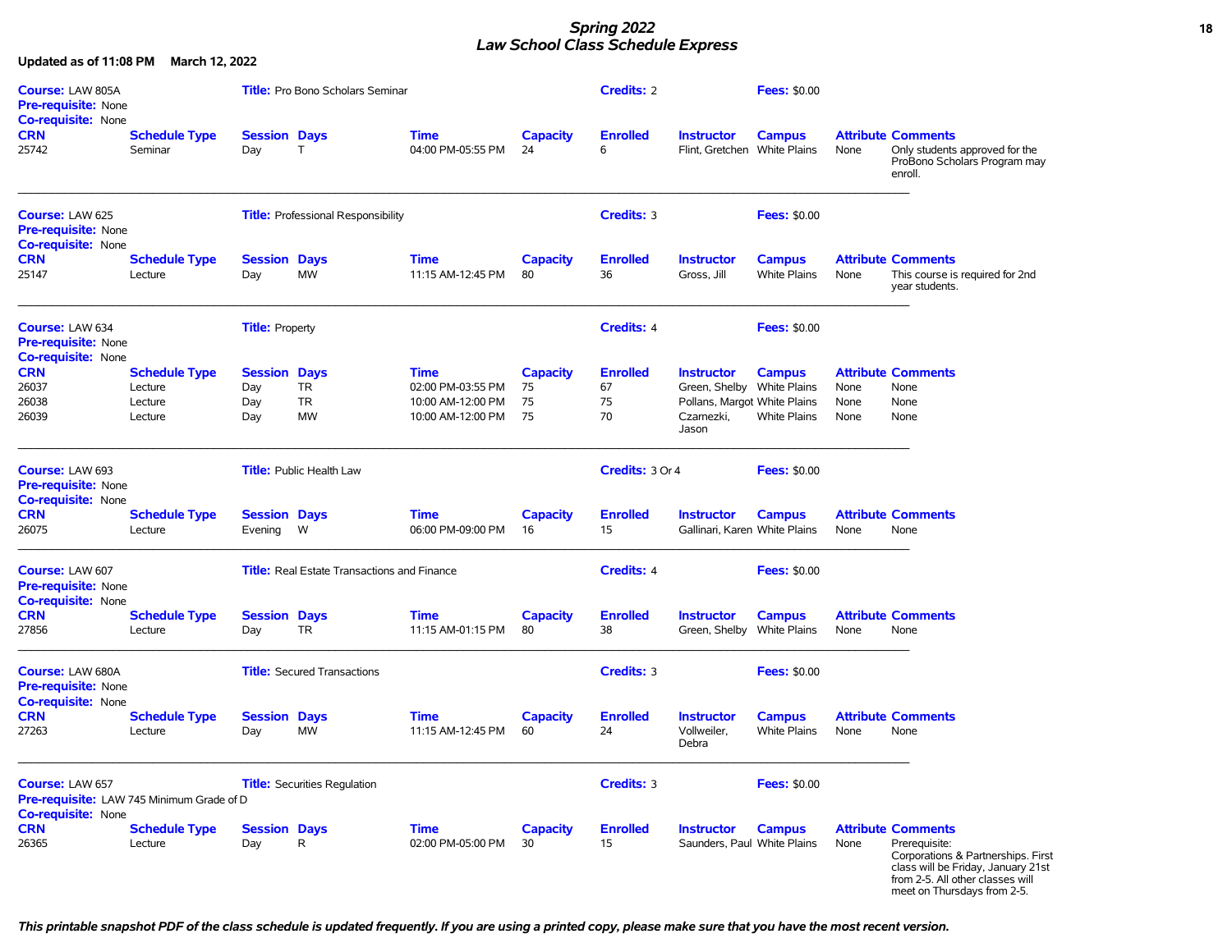# Spring 2022
# Law School Class Schedule Express

**Updated as of 11:08 PM March 12, 2022**

**Course:** LAW 805A **Title:** Pro Bono Scholars Seminar **Credits:** 2 **Fees:** $0.00
**Pre-requisite:** None
**Co-requisite:** None

| CRN | Schedule Type | Session | Days | Time | Capacity | Enrolled | Instructor | Campus | Attribute | Comments |
|---|---|---|---|---|---|---|---|---|---|---|
| 25742 | Seminar | Day | T | 04:00 PM-05:55 PM | 24 | 6 | Flint, Gretchen | White Plains | None | Only students approved for the ProBono Scholars Program may enroll. |

---

**Course:** LAW 625 **Title:** Professional Responsibility **Credits:** 3 **Fees:** $0.00
**Pre-requisite:** None
**Co-requisite:** None

| CRN | Schedule Type | Session | Days | Time | Capacity | Enrolled | Instructor | Campus | Attribute | Comments |
|---|---|---|---|---|---|---|---|---|---|---|
| 25147 | Lecture | Day | MW | 11:15 AM-12:45 PM | 80 | 36 | Gross, Jill | White Plains | None | This course is required for 2nd year students. |

---

**Course:** LAW 634 **Title:** Property **Credits:** 4 **Fees:** $0.00
**Pre-requisite:** None
**Co-requisite:** None

| CRN | Schedule Type | Session | Days | Time | Capacity | Enrolled | Instructor | Campus | Attribute | Comments |
|---|---|---|---|---|---|---|---|---|---|---|
| 26037 | Lecture | Day | TR | 02:00 PM-03:55 PM | 75 | 67 | Green, Shelby | White Plains | None | None |
| 26038 | Lecture | Day | TR | 10:00 AM-12:00 PM | 75 | 75 | Pollans, Margot | White Plains | None | None |
| 26039 | Lecture | Day | MW | 10:00 AM-12:00 PM | 75 | 70 | Czarnezki, Jason | White Plains | None | None |

---

**Course:** LAW 693 **Title:** Public Health Law **Credits:** 3 Or 4 **Fees:** $0.00
**Pre-requisite:** None
**Co-requisite:** None

| CRN | Schedule Type | Session | Days | Time | Capacity | Enrolled | Instructor | Campus | Attribute | Comments |
|---|---|---|---|---|---|---|---|---|---|---|
| 26075 | Lecture | Evening | W | 06:00 PM-09:00 PM | 16 | 15 | Gallinari, Karen | White Plains | None | None |

---

**Course:** LAW 607 **Title:** Real Estate Transactions and Finance **Credits:** 4 **Fees:** $0.00
**Pre-requisite:** None
**Co-requisite:** None

| CRN | Schedule Type | Session | Days | Time | Capacity | Enrolled | Instructor | Campus | Attribute | Comments |
|---|---|---|---|---|---|---|---|---|---|---|
| 27856 | Lecture | Day | TR | 11:15 AM-01:15 PM | 80 | 38 | Green, Shelby | White Plains | None | None |

---

**Course:** LAW 680A **Title:** Secured Transactions **Credits:** 3 **Fees:** $0.00
**Pre-requisite:** None
**Co-requisite:** None

| CRN | Schedule Type | Session | Days | Time | Capacity | Enrolled | Instructor | Campus | Attribute | Comments |
|---|---|---|---|---|---|---|---|---|---|---|
| 27263 | Lecture | Day | MW | 11:15 AM-12:45 PM | 60 | 24 | Vollweiler, Debra | White Plains | None | None |

---

**Course:** LAW 657 **Title:** Securities Regulation **Credits:** 3 **Fees:** $0.00
**Pre-requisite:** LAW 745 Minimum Grade of D
**Co-requisite:** None

| CRN | Schedule Type | Session | Days | Time | Capacity | Enrolled | Instructor | Campus | Attribute | Comments |
|---|---|---|---|---|---|---|---|---|---|---|
| 26365 | Lecture | Day | R | 02:00 PM-05:00 PM | 30 | 15 | Saunders, Paul | White Plains | None | Prerequisite: Corporations & Partnerships. First class will be Friday, January 21st from 2-5. All other classes will meet on Thursdays from 2-5. |

*This printable snapshot PDF of the class schedule is updated frequently. If you are using a printed copy, please make sure that you have the most recent version.*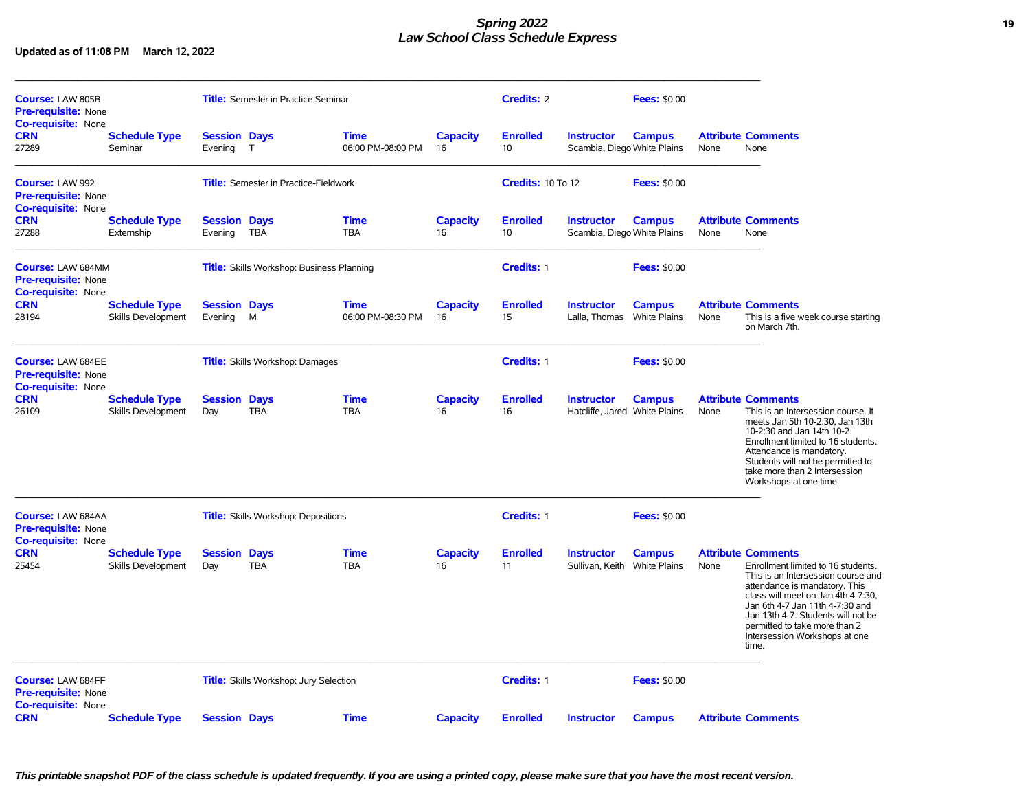# *Spring 2022*
# *Law School Class Schedule Express*

**Updated as of 11:08 PM March 12, 2022**

---

**Course:** LAW 805B **Title:** Semester in Practice Seminar **Credits:** 2 **Fees:** $0.00
**Pre-requisite:** None
**Co-requisite:** None

| CRN | Schedule Type | Session | Days | Time | Capacity | Enrolled | Instructor | Campus | Attribute | Comments |
|---|---|---|---|---|---|---|---|---|---|---|
| 27289 | Seminar | Evening | T | 06:00 PM-08:00 PM | 16 | 10 | Scambia, Diego | White Plains | None | None |

---

**Course:** LAW 992 **Title:** Semester in Practice-Fieldwork **Credits:** 10 To 12 **Fees:** $0.00
**Pre-requisite:** None
**Co-requisite:** None

| CRN | Schedule Type | Session | Days | Time | Capacity | Enrolled | Instructor | Campus | Attribute | Comments |
|---|---|---|---|---|---|---|---|---|---|---|
| 27288 | Externship | Evening | TBA | TBA | 16 | 10 | Scambia, Diego | White Plains | None | None |

---

**Course:** LAW 684MM **Title:** Skills Workshop: Business Planning **Credits:** 1 **Fees:** $0.00
**Pre-requisite:** None
**Co-requisite:** None

| CRN | Schedule Type | Session | Days | Time | Capacity | Enrolled | Instructor | Campus | Attribute | Comments |
|---|---|---|---|---|---|---|---|---|---|---|
| 28194 | Skills Development | Evening | M | 06:00 PM-08:30 PM | 16 | 15 | Lalla, Thomas | White Plains | None | This is a five week course starting on March 7th. |

---

**Course:** LAW 684EE **Title:** Skills Workshop: Damages **Credits:** 1 **Fees:** $0.00
**Pre-requisite:** None
**Co-requisite:** None

| CRN | Schedule Type | Session | Days | Time | Capacity | Enrolled | Instructor | Campus | Attribute | Comments |
|---|---|---|---|---|---|---|---|---|---|---|
| 26109 | Skills Development | Day | TBA | TBA | 16 | 16 | Hatcliffe, Jared | White Plains | None | This is an Intersession course. It meets Jan 5th 10-2:30, Jan 13th 10-2:30 and Jan 14th 10-2 Enrollment limited to 16 students. Attendance is mandatory. Students will not be permitted to take more than 2 Intersession Workshops at one time. |

---

**Course:** LAW 684AA **Title:** Skills Workshop: Depositions **Credits:** 1 **Fees:** $0.00
**Pre-requisite:** None
**Co-requisite:** None

| CRN | Schedule Type | Session | Days | Time | Capacity | Enrolled | Instructor | Campus | Attribute | Comments |
|---|---|---|---|---|---|---|---|---|---|---|
| 25454 | Skills Development | Day | TBA | TBA | 16 | 11 | Sullivan, Keith | White Plains | None | Enrollment limited to 16 students. This is an Intersession course and attendance is mandatory. This class will meet on Jan 4th 4-7:30, Jan 6th 4-7 Jan 11th 4-7:30 and Jan 13th 4-7. Students will not be permitted to take more than 2 Intersession Workshops at one time. |

---

**Course:** LAW 684FF **Title:** Skills Workshop: Jury Selection **Credits:** 1 **Fees:** $0.00
**Pre-requisite:** None
**Co-requisite:** None

| CRN | Schedule Type | Session | Days | Time | Capacity | Enrolled | Instructor | Campus | Attribute | Comments |
|---|---|---|---|---|---|---|---|---|---|---|

*This printable snapshot PDF of the class schedule is updated frequently. If you are using a printed copy, please make sure that you have the most recent version.*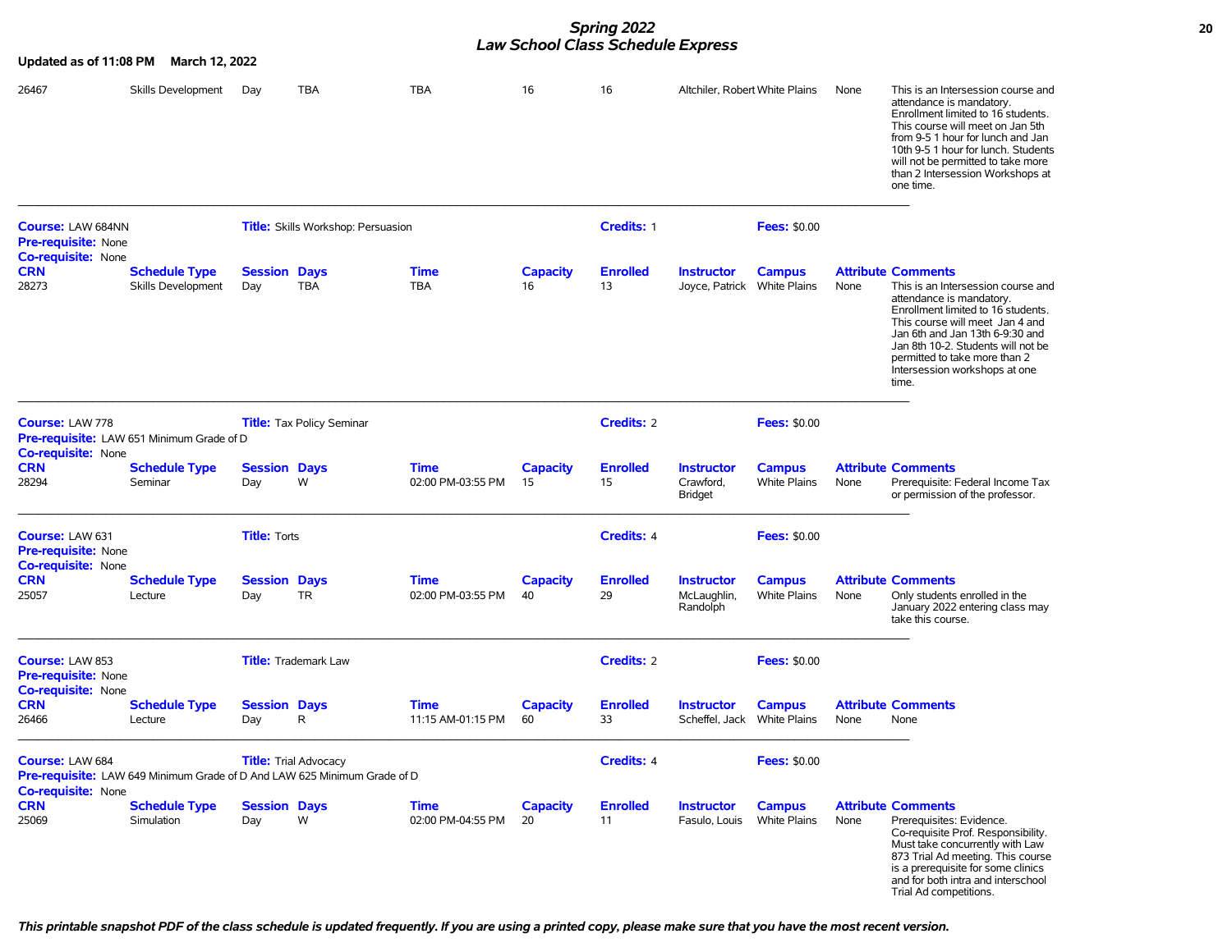**Spring 2022**
**Law School Class Schedule Express**

**Updated as of 11:08 PM March 12, 2022**

| CRN | Schedule Type | Session | Days | Time | Capacity | Enrolled | Instructor | Campus | Attribute | Comments |
|---|---|---|---|---|---|---|---|---|---|---|
| 26467 | Skills Development | Day | TBA | TBA | 16 | 16 | Altchiler, Robert | White Plains | None | This is an Intersession course and attendance is mandatory. Enrollment limited to 16 students. This course will meet on Jan 5th from 9-5 1 hour for lunch and Jan 10th 9-5 1 hour for lunch. Students will not be permitted to take more than 2 Intersession Workshops at one time. |

---

**Course:** LAW 684NN **Title:** Skills Workshop: Persuasion **Credits:** 1 **Fees:** $0.00
**Pre-requisite:** None
**Co-requisite:** None

| CRN | Schedule Type | Session | Days | Time | Capacity | Enrolled | Instructor | Campus | Attribute | Comments |
|---|---|---|---|---|---|---|---|---|---|---|
| 28273 | Skills Development | Day | TBA | TBA | 16 | 13 | Joyce, Patrick | White Plains | None | This is an Intersession course and attendance is mandatory. Enrollment limited to 16 students. This course will meet Jan 4 and Jan 6th and Jan 13th 6-9:30 and Jan 8th 10-2. Students will not be permitted to take more than 2 Intersession workshops at one time. |

---

**Course:** LAW 778 **Title:** Tax Policy Seminar **Credits:** 2 **Fees:** $0.00
**Pre-requisite:** LAW 651 Minimum Grade of D
**Co-requisite:** None

| CRN | Schedule Type | Session | Days | Time | Capacity | Enrolled | Instructor | Campus | Attribute | Comments |
|---|---|---|---|---|---|---|---|---|---|---|
| 28294 | Seminar | Day | W | 02:00 PM-03:55 PM | 15 | 15 | Crawford, Bridget | White Plains | None | Prerequisite: Federal Income Tax or permission of the professor. |

---

**Course:** LAW 631 **Title:** Torts **Credits:** 4 **Fees:** $0.00
**Pre-requisite:** None
**Co-requisite:** None

| CRN | Schedule Type | Session | Days | Time | Capacity | Enrolled | Instructor | Campus | Attribute | Comments |
|---|---|---|---|---|---|---|---|---|---|---|
| 25057 | Lecture | Day | TR | 02:00 PM-03:55 PM | 40 | 29 | McLaughlin, Randolph | White Plains | None | Only students enrolled in the January 2022 entering class may take this course. |

---

**Course:** LAW 853 **Title:** Trademark Law **Credits:** 2 **Fees:** $0.00
**Pre-requisite:** None
**Co-requisite:** None

| CRN | Schedule Type | Session | Days | Time | Capacity | Enrolled | Instructor | Campus | Attribute | Comments |
|---|---|---|---|---|---|---|---|---|---|---|
| 26466 | Lecture | Day | R | 11:15 AM-01:15 PM | 60 | 33 | Scheffel, Jack | White Plains | None | None |

---

**Course:** LAW 684 **Title:** Trial Advocacy **Credits:** 4 **Fees:** $0.00
**Pre-requisite:** LAW 649 Minimum Grade of D And LAW 625 Minimum Grade of D
**Co-requisite:** None

| CRN | Schedule Type | Session | Days | Time | Capacity | Enrolled | Instructor | Campus | Attribute | Comments |
|---|---|---|---|---|---|---|---|---|---|---|
| 25069 | Simulation | Day | W | 02:00 PM-04:55 PM | 20 | 11 | Fasulo, Louis | White Plains | None | Prerequisites: Evidence. Co-requisite Prof. Responsibility. Must take concurrently with Law 873 Trial Ad meeting. This course is a prerequisite for some clinics and for both intra and interschool Trial Ad competitions. |

***This printable snapshot PDF of the class schedule is updated frequently. If you are using a printed copy, please make sure that you have the most recent version.***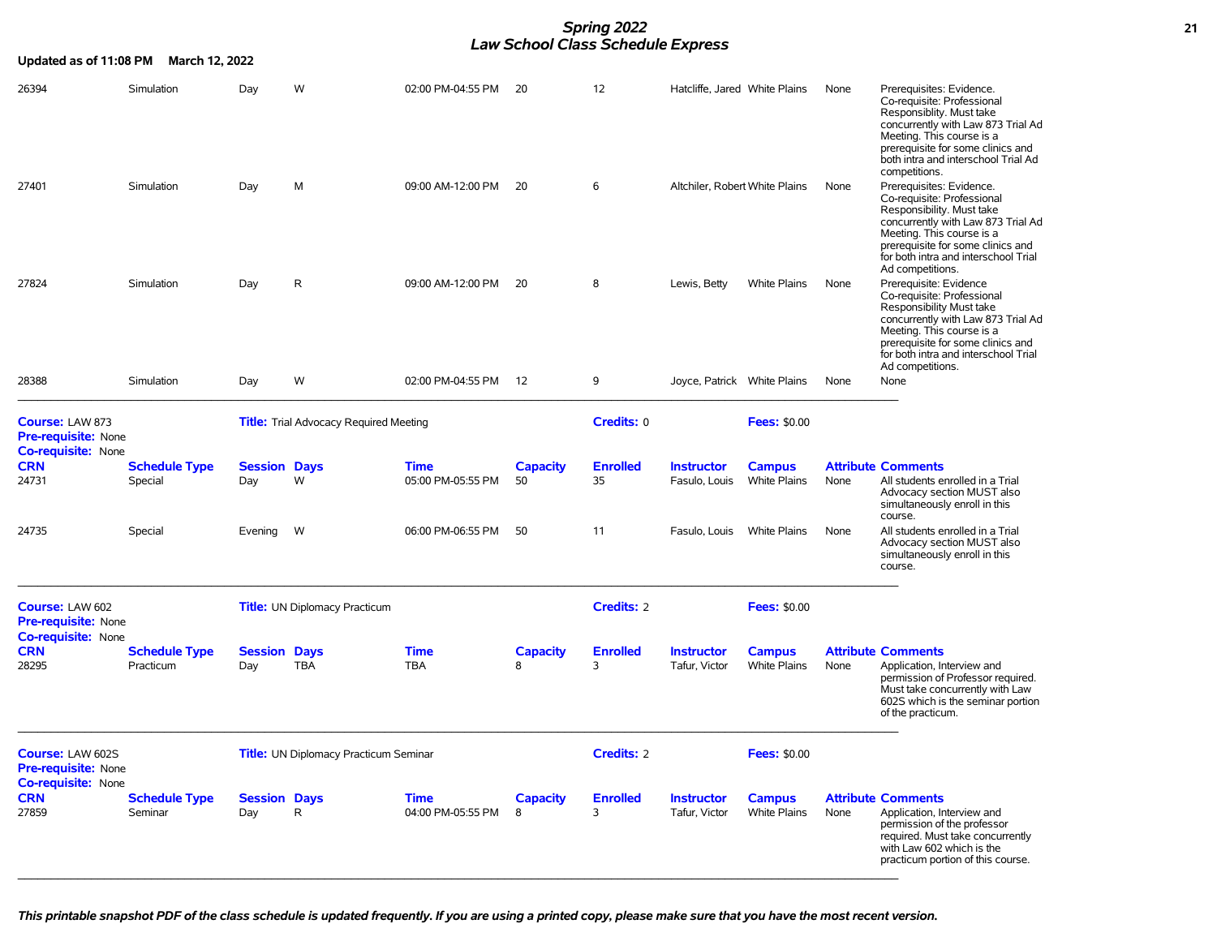Updated as of 11:08 PM March 12, 2022

| CRN | Schedule Type | Session | Days | Time | Capacity | Enrolled | Instructor | Campus | Attribute | Comments |
|---|---|---|---|---|---|---|---|---|---|---|
| 26394 | Simulation | Day | W | 02:00 PM-04:55 PM | 20 | 12 | Hatcliffe, Jared | White Plains | None | Prerequisites: Evidence. Co-requisite: Professional Responsiblity. Must take concurrently with Law 873 Trial Ad Meeting. This course is a prerequisite for some clinics and both intra and interschool Trial Ad competitions. |
| 27401 | Simulation | Day | M | 09:00 AM-12:00 PM | 20 | 6 | Altchiler, Robert | White Plains | None | Prerequisites: Evidence. Co-requisite: Professional Responsibility. Must take concurrently with Law 873 Trial Ad Meeting. This course is a prerequisite for some clinics and for both intra and interschool Trial Ad competitions. |
| 27824 | Simulation | Day | R | 09:00 AM-12:00 PM | 20 | 8 | Lewis, Betty | White Plains | None | Prerequisite: Evidence Co-requisite: Professional Responsibility Must take concurrently with Law 873 Trial Ad Meeting. This course is a prerequisite for some clinics and for both intra and interschool Trial Ad competitions. |
| 28388 | Simulation | Day | W | 02:00 PM-04:55 PM | 12 | 9 | Joyce, Patrick | White Plains | None | None |

**Course:** LAW 873 **Title:** Trial Advocacy Required Meeting **Credits:** 0 **Fees:** $0.00
**Pre-requisite:** None
**Co-requisite:** None

| CRN | Schedule Type | Session | Days | Time | Capacity | Enrolled | Instructor | Campus | Attribute | Comments |
|---|---|---|---|---|---|---|---|---|---|---|
| 24731 | Special | Day | W | 05:00 PM-05:55 PM | 50 | 35 | Fasulo, Louis | White Plains | None | All students enrolled in a Trial Advocacy section MUST also simultaneously enroll in this course. |
| 24735 | Special | Evening | W | 06:00 PM-06:55 PM | 50 | 11 | Fasulo, Louis | White Plains | None | All students enrolled in a Trial Advocacy section MUST also simultaneously enroll in this course. |

**Course:** LAW 602 **Title:** UN Diplomacy Practicum **Credits:** 2 **Fees:** $0.00
**Pre-requisite:** None
**Co-requisite:** None

| CRN | Schedule Type | Session | Days | Time | Capacity | Enrolled | Instructor | Campus | Attribute | Comments |
|---|---|---|---|---|---|---|---|---|---|---|
| 28295 | Practicum | Day | TBA | TBA | 8 | 3 | Tafur, Victor | White Plains | None | Application, Interview and permission of Professor required. Must take concurrently with Law 602S which is the seminar portion of the practicum. |

**Course:** LAW 602S **Title:** UN Diplomacy Practicum Seminar **Credits:** 2 **Fees:** $0.00
**Pre-requisite:** None
**Co-requisite:** None

| CRN | Schedule Type | Session | Days | Time | Capacity | Enrolled | Instructor | Campus | Attribute | Comments |
|---|---|---|---|---|---|---|---|---|---|---|
| 27859 | Seminar | Day | R | 04:00 PM-05:55 PM | 8 | 3 | Tafur, Victor | White Plains | None | Application, Interview and permission of the professor required. Must take concurrently with Law 602 which is the practicum portion of this course. |

*This printable snapshot PDF of the class schedule is updated frequently. If you are using a printed copy, please make sure that you have the most recent version.*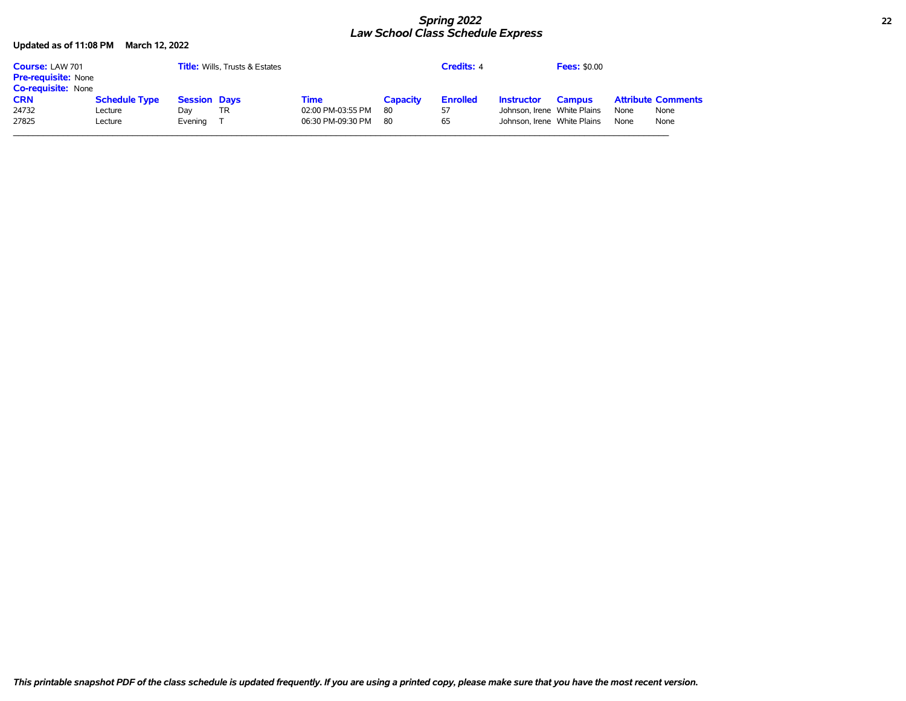# Spring 2022
# Law School Class Schedule Express

**Updated as of 11:08 PM March 12, 2022**

**Course:** LAW 701 **Title:** Wills, Trusts & Estates **Credits:** 4 **Fees:** $0.00
**Pre-requisite:** None
**Co-requisite:** None

| CRN | Schedule Type | Session | Days | Time | Capacity | Enrolled | Instructor | Campus | Attribute | Comments |
|---|---|---|---|---|---|---|---|---|---|---|
| 24732 | Lecture | Day | TR | 02:00 PM-03:55 PM | 80 | 57 | Johnson, Irene | White Plains | None | None |
| 27825 | Lecture | Evening | T | 06:30 PM-09:30 PM | 80 | 65 | Johnson, Irene | White Plains | None | None |

*This printable snapshot PDF of the class schedule is updated frequently. If you are using a printed copy, please make sure that you have the most recent version.*